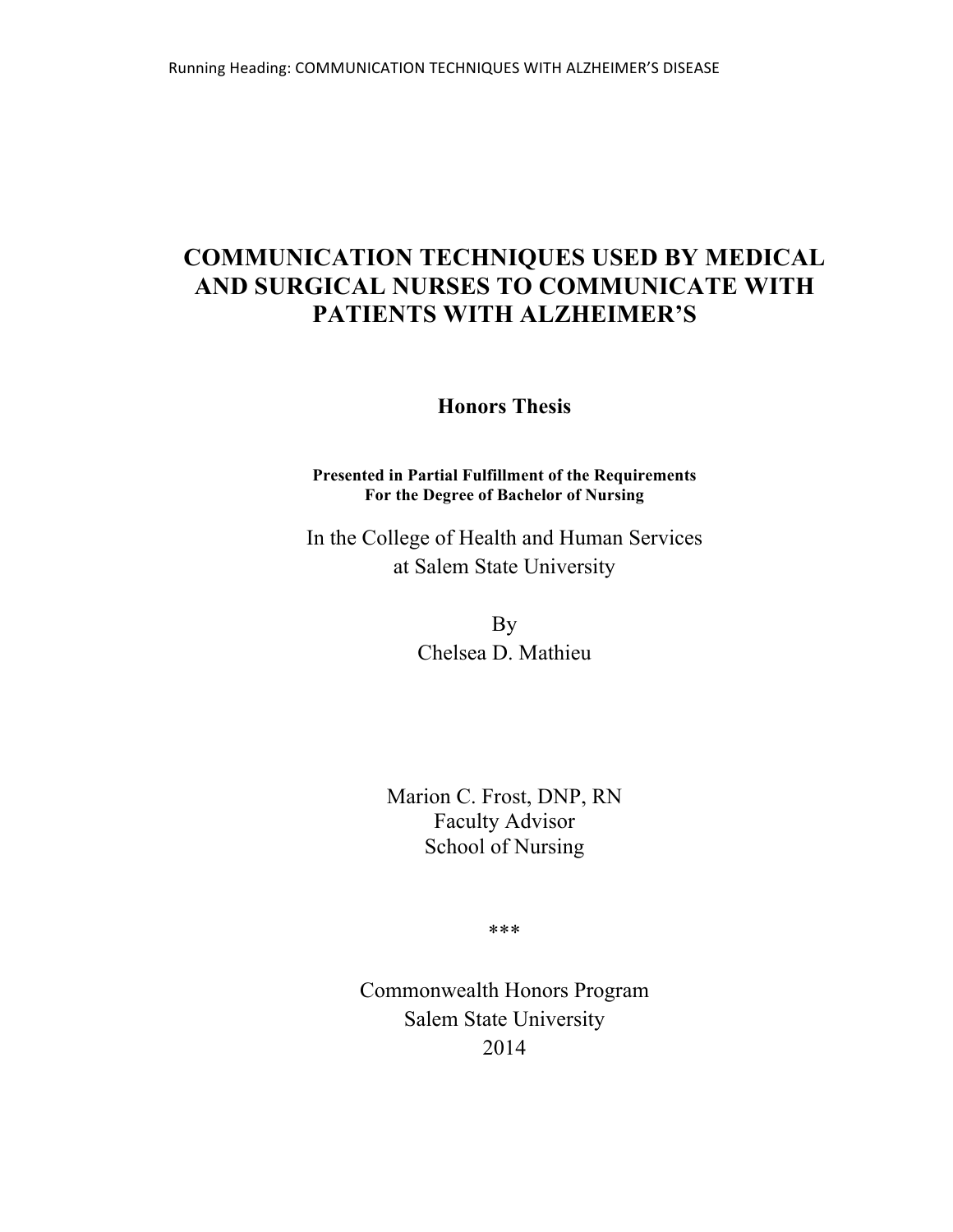# COMMUNICATION TECHNIQUES USED BY MEDICAL AND SURGICAL NURSES TO COMMUNICATE WITH PATIENTS WITH ALZHEIMER'S

**Honors Thesis**

**Presented in Partial Fulfillment of the Requirements For the Degree of Bachelor of Nursing**

In the College of Health and Human Services
at Salem State University

By
Chelsea D. Mathieu

Marion C. Frost, DNP, RN
Faculty Advisor
School of Nursing

***

Commonwealth Honors Program
Salem State University
2014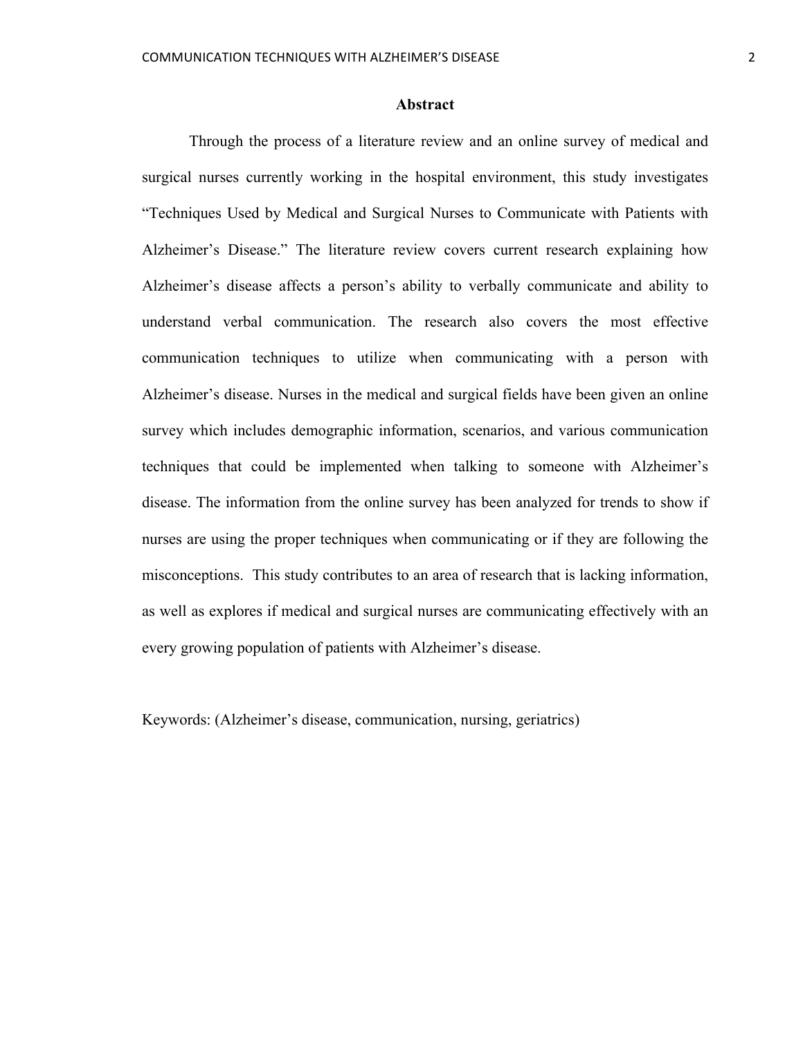## Abstract

Through the process of a literature review and an online survey of medical and surgical nurses currently working in the hospital environment, this study investigates "Techniques Used by Medical and Surgical Nurses to Communicate with Patients with Alzheimer's Disease." The literature review covers current research explaining how Alzheimer's disease affects a person's ability to verbally communicate and ability to understand verbal communication. The research also covers the most effective communication techniques to utilize when communicating with a person with Alzheimer's disease. Nurses in the medical and surgical fields have been given an online survey which includes demographic information, scenarios, and various communication techniques that could be implemented when talking to someone with Alzheimer's disease. The information from the online survey has been analyzed for trends to show if nurses are using the proper techniques when communicating or if they are following the misconceptions. This study contributes to an area of research that is lacking information, as well as explores if medical and surgical nurses are communicating effectively with an every growing population of patients with Alzheimer's disease.

Keywords: (Alzheimer's disease, communication, nursing, geriatrics)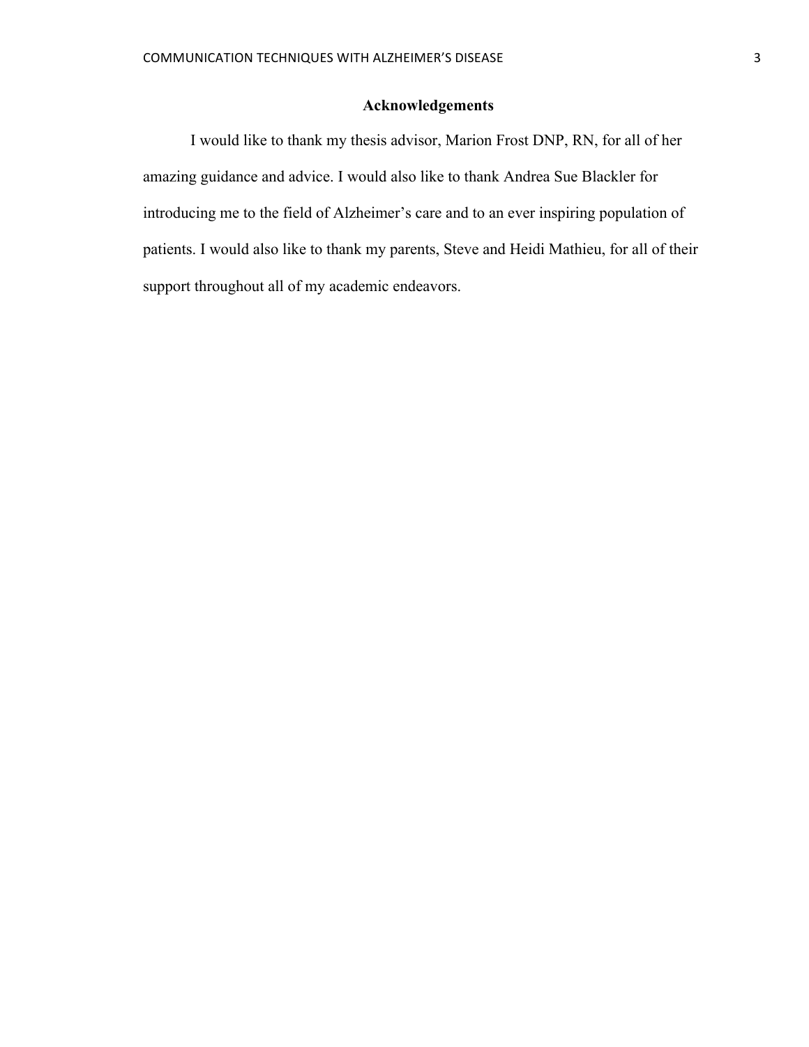## Acknowledgements

I would like to thank my thesis advisor, Marion Frost DNP, RN, for all of her amazing guidance and advice. I would also like to thank Andrea Sue Blackler for introducing me to the field of Alzheimer's care and to an ever inspiring population of patients. I would also like to thank my parents, Steve and Heidi Mathieu, for all of their support throughout all of my academic endeavors.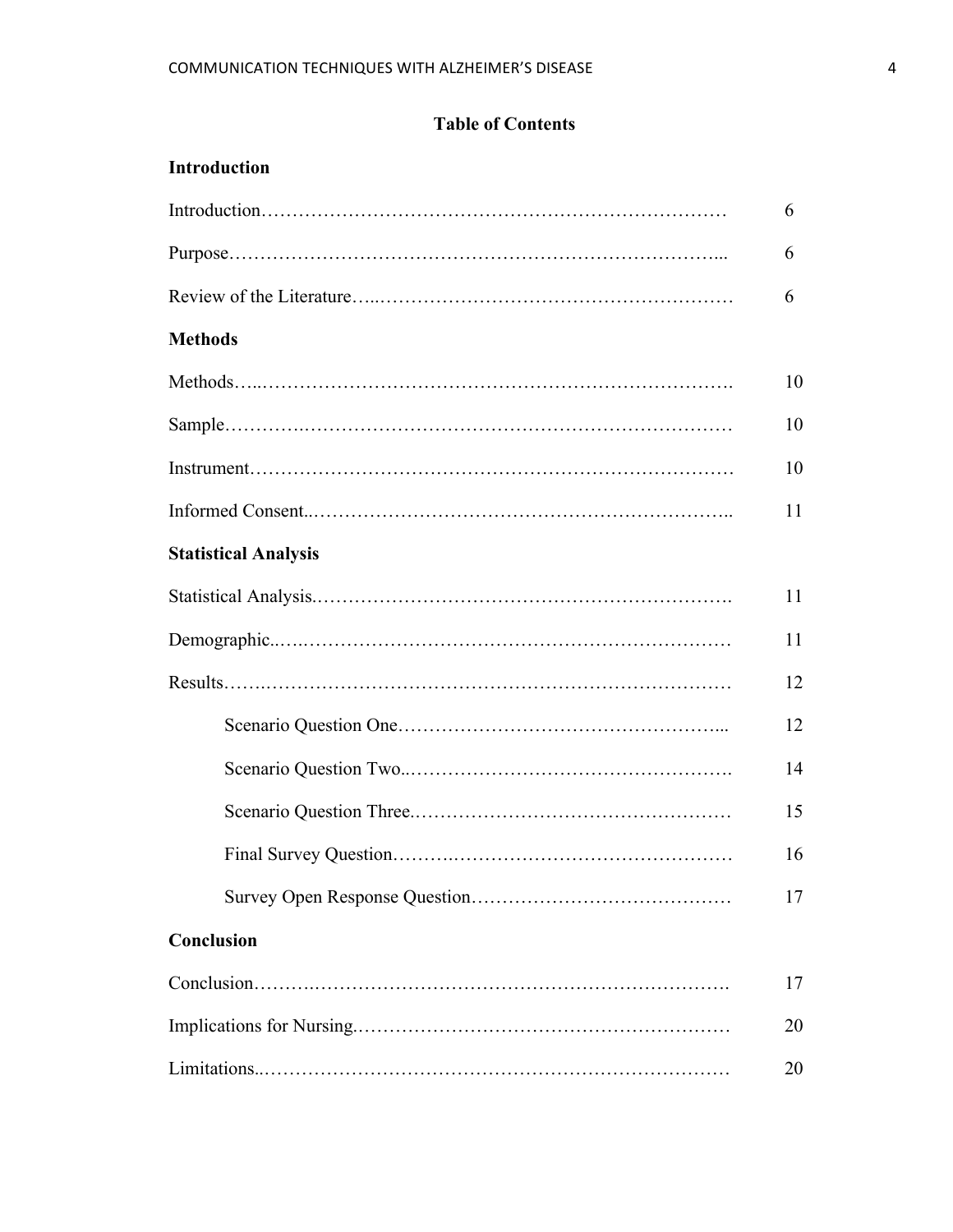## Table of Contents

**Introduction**

Introduction…………………………………………………………………… 6

Purpose……………………………………………………………………... 6

Review of the Literature…..………………………………………………. 6

**Methods**

Methods…..…………………………………………………………………. 10

Sample……………………………………………………………………… 10

Instrument………………………………………………………………….. 10

Informed Consent..……………………………………………………….. 11

**Statistical Analysis**

Statistical Analysis.………………………………………………………. 11

Demographic..…..…………………………………………………………. 11

Results…….………………………………………………………………… 12

  Scenario Question One…………………………………………….... 12

  Scenario Question Two..……………………………………………. 14

  Scenario Question Three.…………………………………………… 15

  Final Survey Question……….……………………………………… 16

  Survey Open Response Question………………………………… 17

**Conclusion**

Conclusion……….…………………………………………………………. 17

Implications for Nursing.……………………………………………….. 20

Limitations..……………………………………………………………….. 20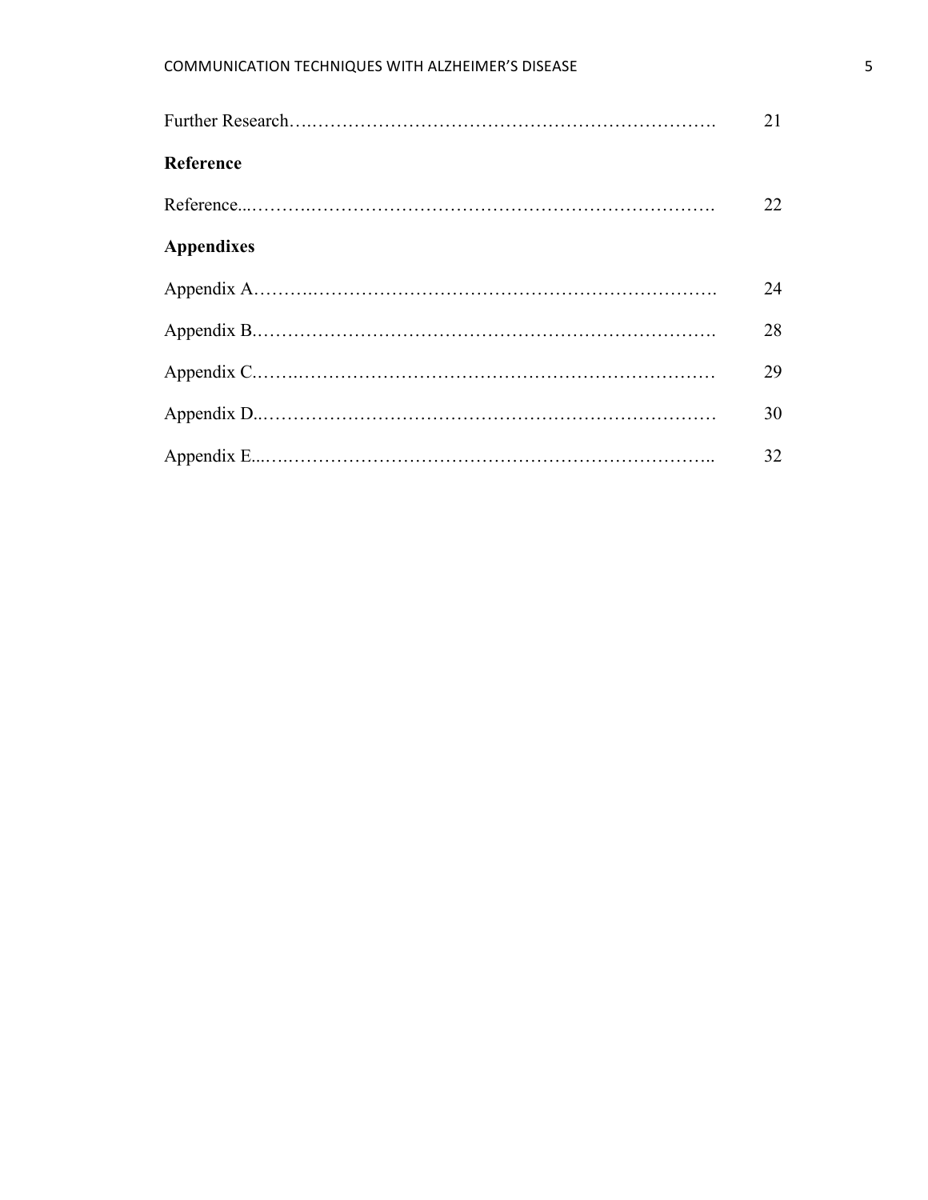Further Research……………………………………………………………… 21

**Reference**

Reference...……………………………………………………………… 22

**Appendixes**

Appendix A……………………………………………………………… 24

Appendix B……………………………………………………………… 28

Appendix C……………………………………………………………… 29

Appendix D……………………………………………………………… 30

Appendix E……………………………………………………………… 32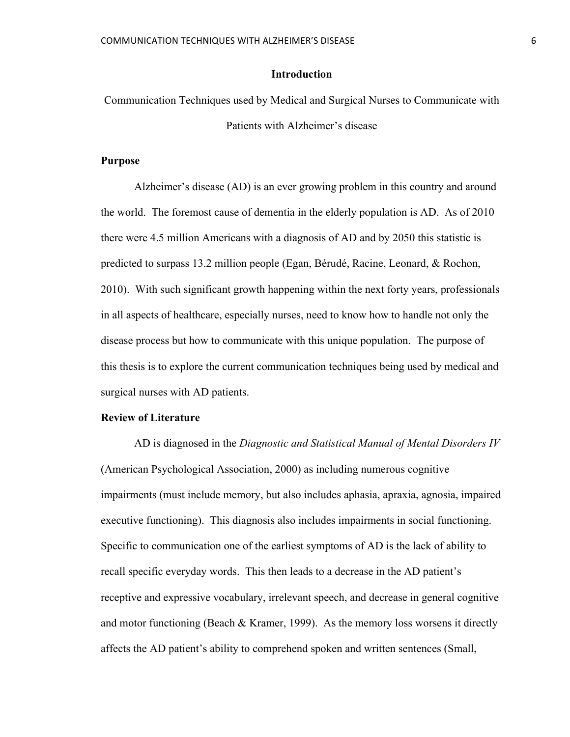# Introduction

Communication Techniques used by Medical and Surgical Nurses to Communicate with Patients with Alzheimer's disease

## Purpose

Alzheimer's disease (AD) is an ever growing problem in this country and around the world. The foremost cause of dementia in the elderly population is AD. As of 2010 there were 4.5 million Americans with a diagnosis of AD and by 2050 this statistic is predicted to surpass 13.2 million people (Egan, Bérudé, Racine, Leonard, & Rochon, 2010). With such significant growth happening within the next forty years, professionals in all aspects of healthcare, especially nurses, need to know how to handle not only the disease process but how to communicate with this unique population. The purpose of this thesis is to explore the current communication techniques being used by medical and surgical nurses with AD patients.

## Review of Literature

AD is diagnosed in the *Diagnostic and Statistical Manual of Mental Disorders IV* (American Psychological Association, 2000) as including numerous cognitive impairments (must include memory, but also includes aphasia, apraxia, agnosia, impaired executive functioning). This diagnosis also includes impairments in social functioning. Specific to communication one of the earliest symptoms of AD is the lack of ability to recall specific everyday words. This then leads to a decrease in the AD patient's receptive and expressive vocabulary, irrelevant speech, and decrease in general cognitive and motor functioning (Beach & Kramer, 1999). As the memory loss worsens it directly affects the AD patient's ability to comprehend spoken and written sentences (Small,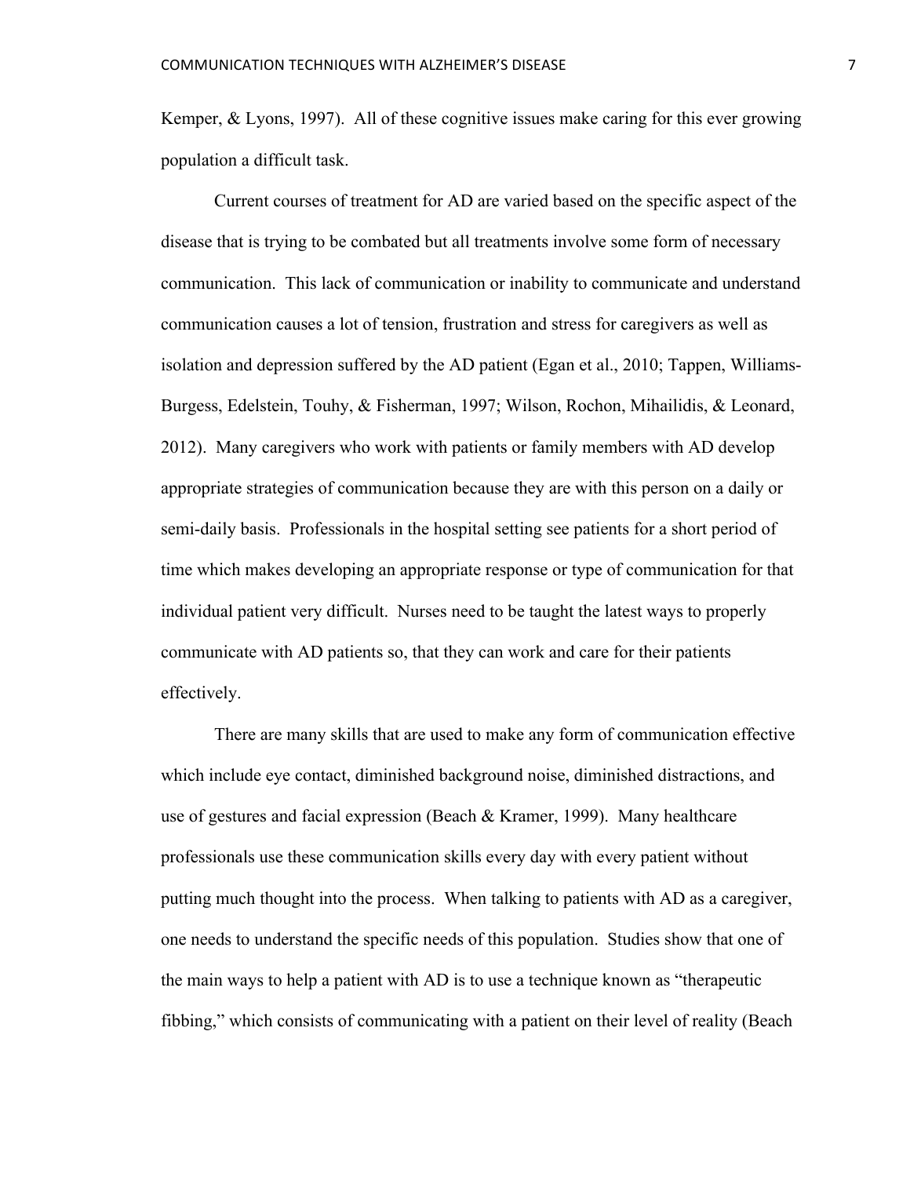Kemper, & Lyons, 1997). All of these cognitive issues make caring for this ever growing population a difficult task.

Current courses of treatment for AD are varied based on the specific aspect of the disease that is trying to be combated but all treatments involve some form of necessary communication. This lack of communication or inability to communicate and understand communication causes a lot of tension, frustration and stress for caregivers as well as isolation and depression suffered by the AD patient (Egan et al., 2010; Tappen, Williams-Burgess, Edelstein, Touhy, & Fisherman, 1997; Wilson, Rochon, Mihailidis, & Leonard, 2012). Many caregivers who work with patients or family members with AD develop appropriate strategies of communication because they are with this person on a daily or semi-daily basis. Professionals in the hospital setting see patients for a short period of time which makes developing an appropriate response or type of communication for that individual patient very difficult. Nurses need to be taught the latest ways to properly communicate with AD patients so, that they can work and care for their patients effectively.

There are many skills that are used to make any form of communication effective which include eye contact, diminished background noise, diminished distractions, and use of gestures and facial expression (Beach & Kramer, 1999). Many healthcare professionals use these communication skills every day with every patient without putting much thought into the process. When talking to patients with AD as a caregiver, one needs to understand the specific needs of this population. Studies show that one of the main ways to help a patient with AD is to use a technique known as "therapeutic fibbing," which consists of communicating with a patient on their level of reality (Beach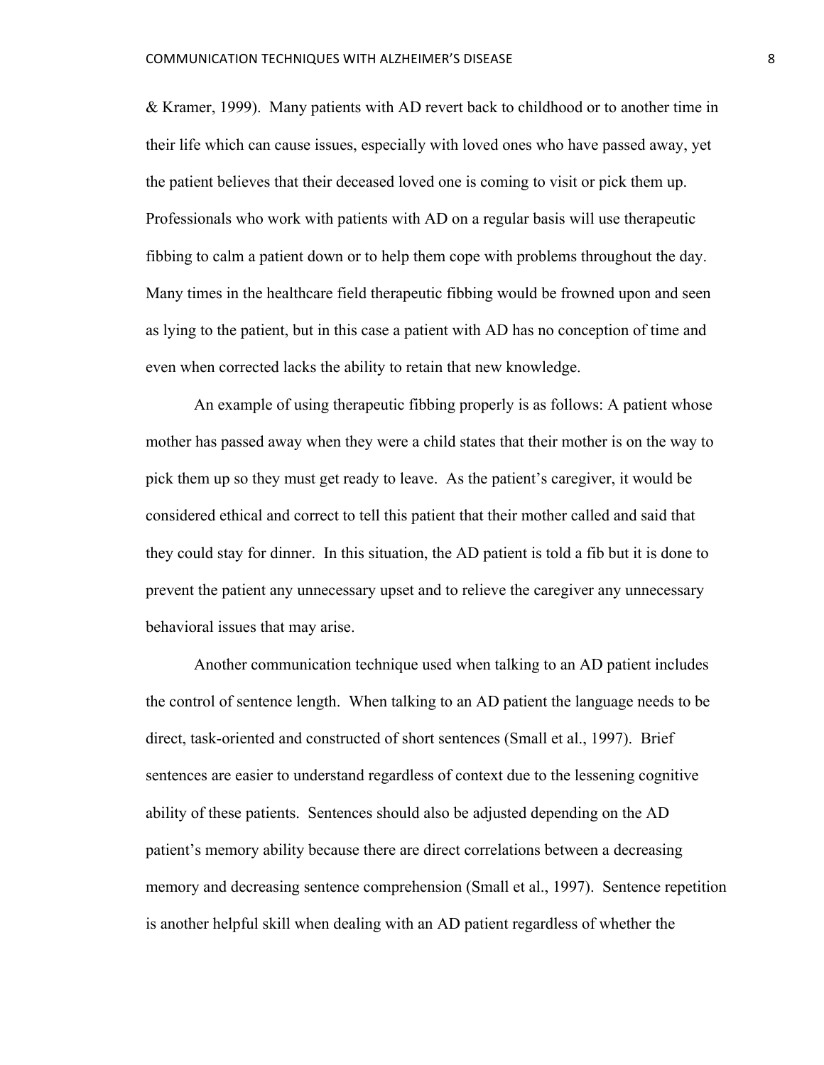& Kramer, 1999). Many patients with AD revert back to childhood or to another time in their life which can cause issues, especially with loved ones who have passed away, yet the patient believes that their deceased loved one is coming to visit or pick them up. Professionals who work with patients with AD on a regular basis will use therapeutic fibbing to calm a patient down or to help them cope with problems throughout the day. Many times in the healthcare field therapeutic fibbing would be frowned upon and seen as lying to the patient, but in this case a patient with AD has no conception of time and even when corrected lacks the ability to retain that new knowledge.

An example of using therapeutic fibbing properly is as follows: A patient whose mother has passed away when they were a child states that their mother is on the way to pick them up so they must get ready to leave. As the patient's caregiver, it would be considered ethical and correct to tell this patient that their mother called and said that they could stay for dinner. In this situation, the AD patient is told a fib but it is done to prevent the patient any unnecessary upset and to relieve the caregiver any unnecessary behavioral issues that may arise.

Another communication technique used when talking to an AD patient includes the control of sentence length. When talking to an AD patient the language needs to be direct, task-oriented and constructed of short sentences (Small et al., 1997). Brief sentences are easier to understand regardless of context due to the lessening cognitive ability of these patients. Sentences should also be adjusted depending on the AD patient's memory ability because there are direct correlations between a decreasing memory and decreasing sentence comprehension (Small et al., 1997). Sentence repetition is another helpful skill when dealing with an AD patient regardless of whether the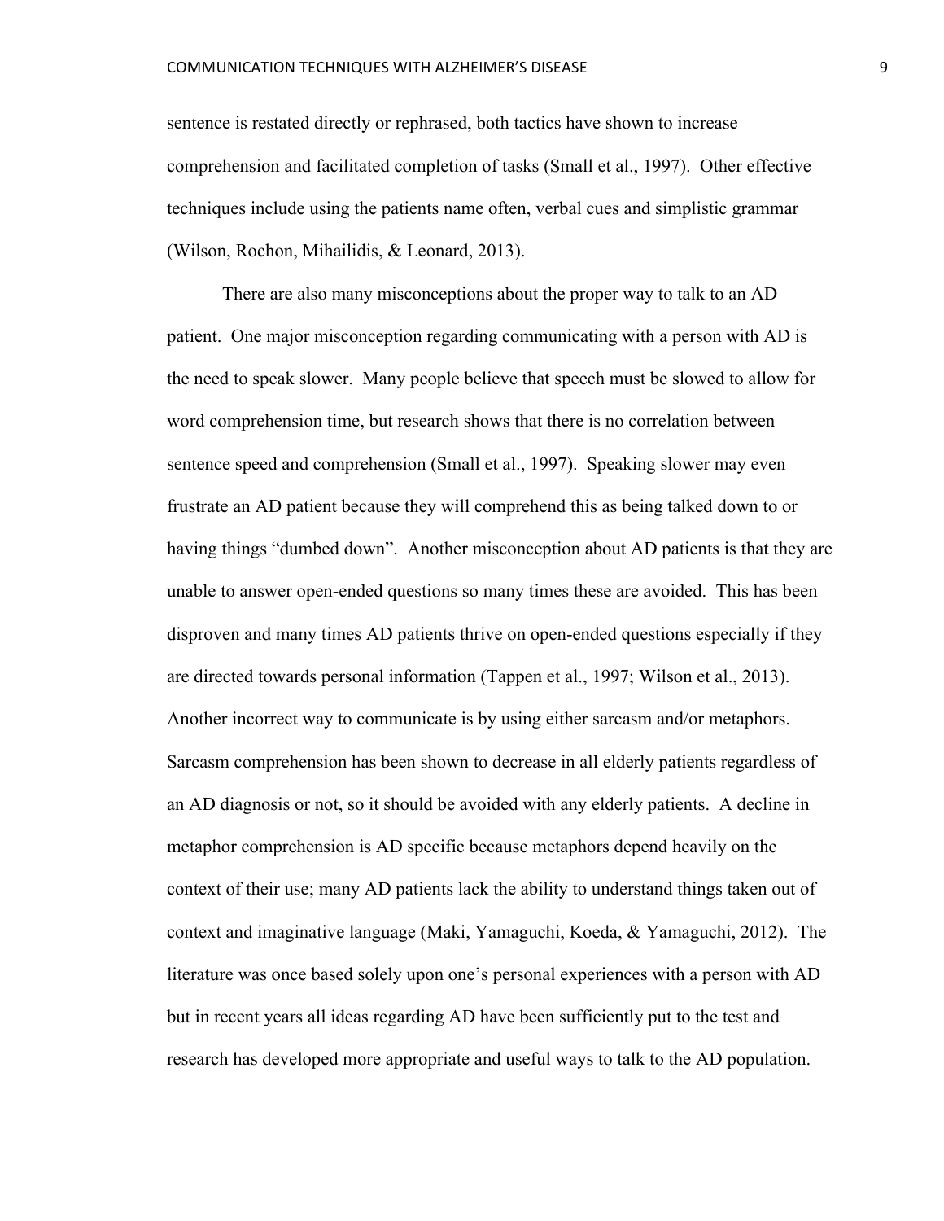sentence is restated directly or rephrased, both tactics have shown to increase comprehension and facilitated completion of tasks (Small et al., 1997). Other effective techniques include using the patients name often, verbal cues and simplistic grammar (Wilson, Rochon, Mihailidis, & Leonard, 2013).

There are also many misconceptions about the proper way to talk to an AD patient. One major misconception regarding communicating with a person with AD is the need to speak slower. Many people believe that speech must be slowed to allow for word comprehension time, but research shows that there is no correlation between sentence speed and comprehension (Small et al., 1997). Speaking slower may even frustrate an AD patient because they will comprehend this as being talked down to or having things "dumbed down". Another misconception about AD patients is that they are unable to answer open-ended questions so many times these are avoided. This has been disproven and many times AD patients thrive on open-ended questions especially if they are directed towards personal information (Tappen et al., 1997; Wilson et al., 2013). Another incorrect way to communicate is by using either sarcasm and/or metaphors. Sarcasm comprehension has been shown to decrease in all elderly patients regardless of an AD diagnosis or not, so it should be avoided with any elderly patients. A decline in metaphor comprehension is AD specific because metaphors depend heavily on the context of their use; many AD patients lack the ability to understand things taken out of context and imaginative language (Maki, Yamaguchi, Koeda, & Yamaguchi, 2012). The literature was once based solely upon one's personal experiences with a person with AD but in recent years all ideas regarding AD have been sufficiently put to the test and research has developed more appropriate and useful ways to talk to the AD population.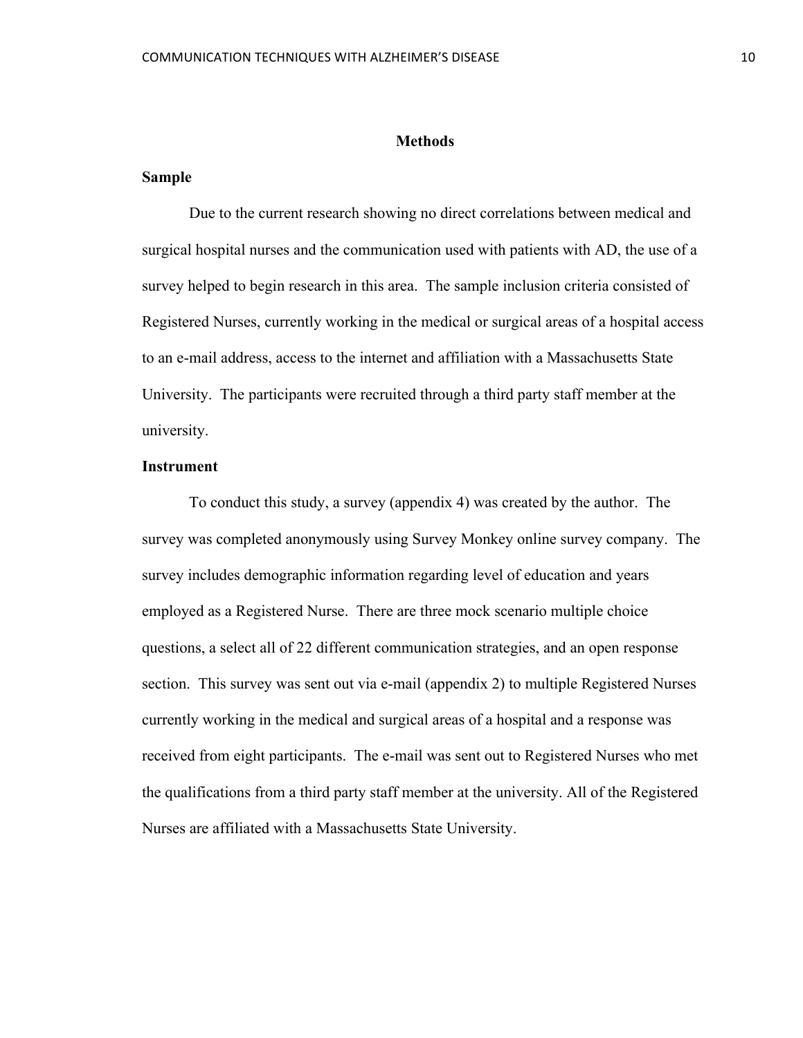## Methods

### Sample

Due to the current research showing no direct correlations between medical and surgical hospital nurses and the communication used with patients with AD, the use of a survey helped to begin research in this area. The sample inclusion criteria consisted of Registered Nurses, currently working in the medical or surgical areas of a hospital access to an e-mail address, access to the internet and affiliation with a Massachusetts State University. The participants were recruited through a third party staff member at the university.

### Instrument

To conduct this study, a survey (appendix 4) was created by the author. The survey was completed anonymously using Survey Monkey online survey company. The survey includes demographic information regarding level of education and years employed as a Registered Nurse. There are three mock scenario multiple choice questions, a select all of 22 different communication strategies, and an open response section. This survey was sent out via e-mail (appendix 2) to multiple Registered Nurses currently working in the medical and surgical areas of a hospital and a response was received from eight participants. The e-mail was sent out to Registered Nurses who met the qualifications from a third party staff member at the university. All of the Registered Nurses are affiliated with a Massachusetts State University.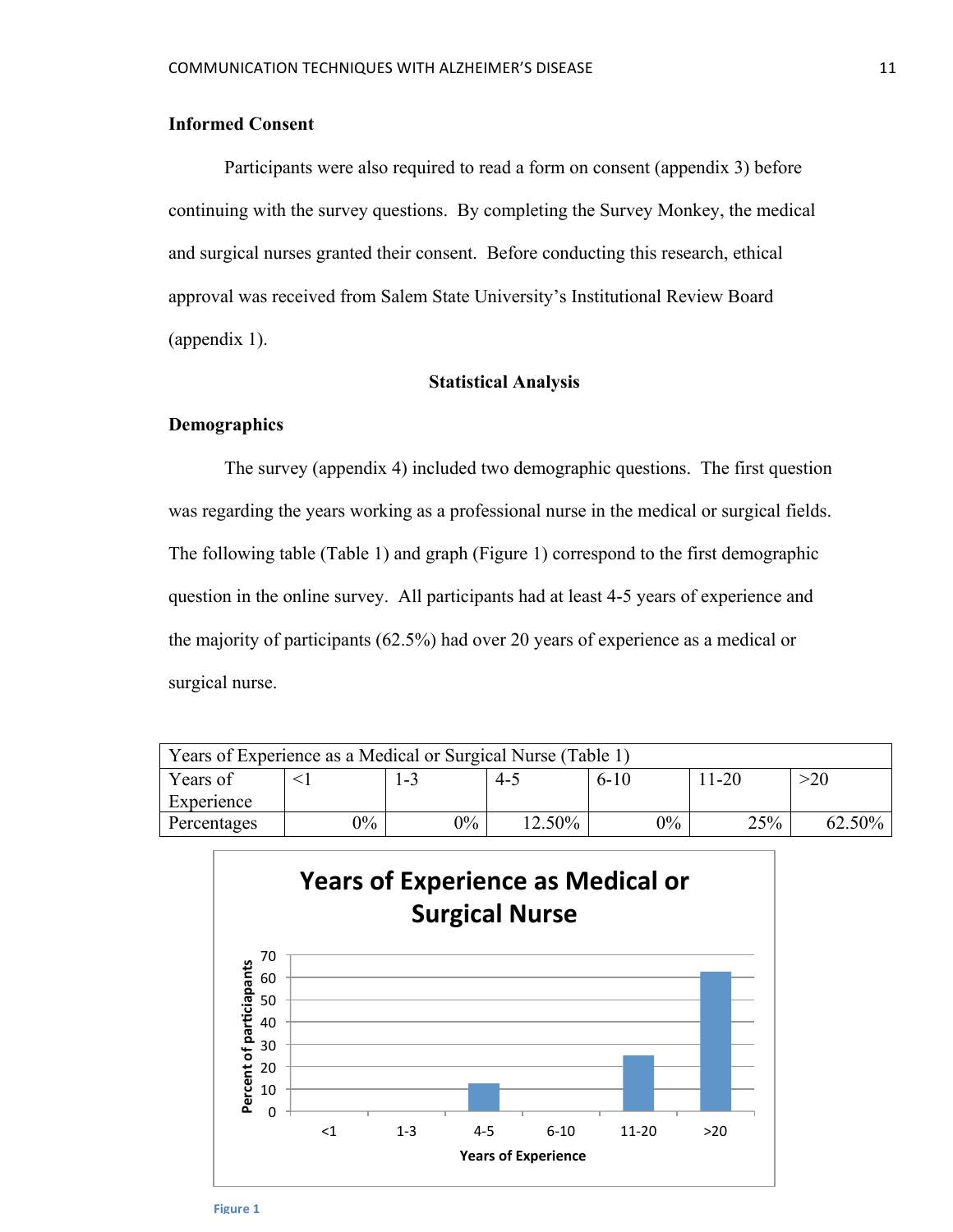### Informed Consent

Participants were also required to read a form on consent (appendix 3) before continuing with the survey questions. By completing the Survey Monkey, the medical and surgical nurses granted their consent. Before conducting this research, ethical approval was received from Salem State University's Institutional Review Board (appendix 1).

## Statistical Analysis

### Demographics

The survey (appendix 4) included two demographic questions. The first question was regarding the years working as a professional nurse in the medical or surgical fields. The following table (Table 1) and graph (Figure 1) correspond to the first demographic question in the online survey. All participants had at least 4-5 years of experience and the majority of participants (62.5%) had over 20 years of experience as a medical or surgical nurse.

| Years of Experience as a Medical or Surgical Nurse (Table 1) | | | | | | |
|---|---|---|---|---|---|---|
| Years of Experience | <1 | 1-3 | 4-5 | 6-10 | 11-20 | >20 |
| Percentages | 0% | 0% | 12.50% | 0% | 25% | 62.50% |

**Years of Experience as Medical or Surgical Nurse**

| Years of Experience | Percent of particiapants |
|---|---|
| <1 | 0 |
| 1-3 | 0 |
| 4-5 | 12.5 |
| 6-10 | 0 |
| 11-20 | 25 |
| >20 | 62.5 |

Figure 1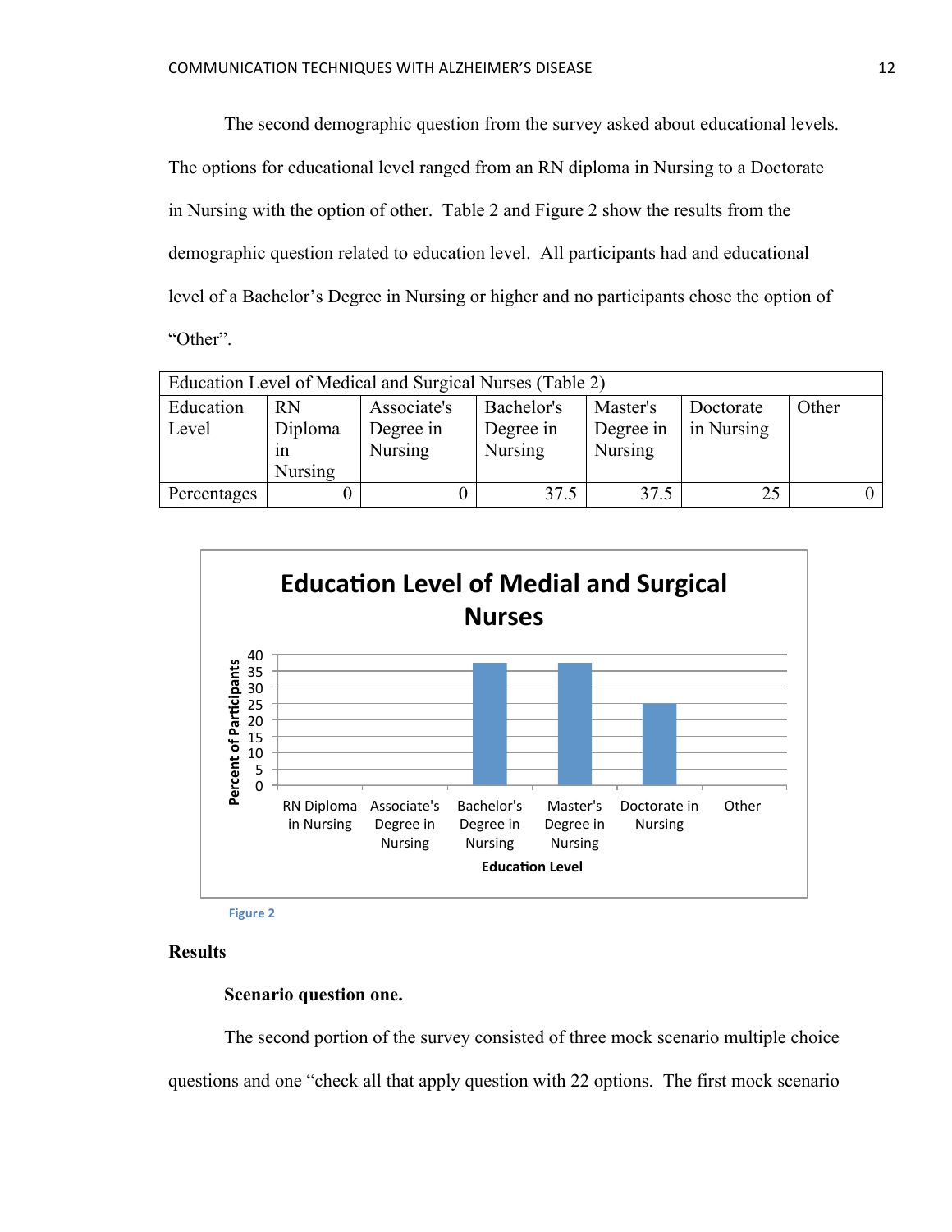The second demographic question from the survey asked about educational levels. The options for educational level ranged from an RN diploma in Nursing to a Doctorate in Nursing with the option of other. Table 2 and Figure 2 show the results from the demographic question related to education level. All participants had and educational level of a Bachelor's Degree in Nursing or higher and no participants chose the option of "Other".

| Education Level of Medical and Surgical Nurses (Table 2) | | | | | | |
|---|---|---|---|---|---|---|
| Education Level | RN Diploma in Nursing | Associate's Degree in Nursing | Bachelor's Degree in Nursing | Master's Degree in Nursing | Doctorate in Nursing | Other |
| Percentages | 0 | 0 | 37.5 | 37.5 | 25 | 0 |

**Education Level of Medial and Surgical Nurses**

| Education Level | Percent of Participants |
|---|---|
| RN Diploma in Nursing | 0 |
| Associate's Degree in Nursing | 0 |
| Bachelor's Degree in Nursing | 37.5 |
| Master's Degree in Nursing | 37.5 |
| Doctorate in Nursing | 25 |
| Other | 0 |

Figure 2

## Results

### Scenario question one.

The second portion of the survey consisted of three mock scenario multiple choice questions and one "check all that apply question with 22 options. The first mock scenario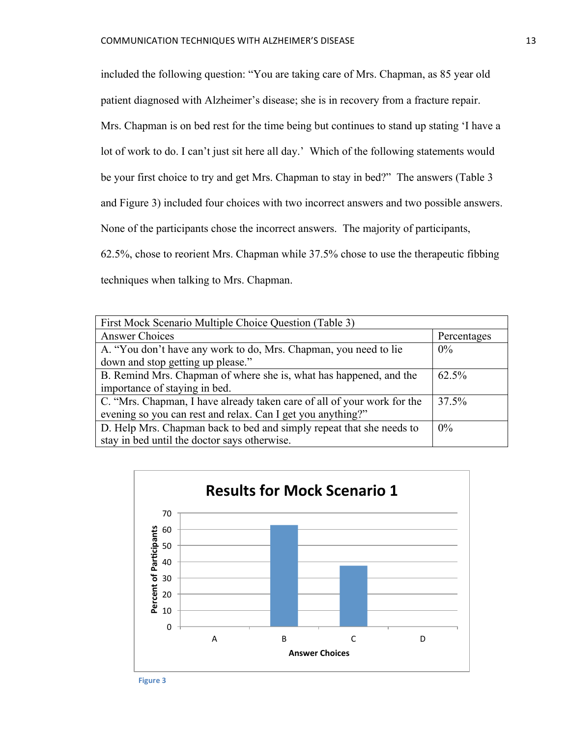included the following question: "You are taking care of Mrs. Chapman, as 85 year old patient diagnosed with Alzheimer's disease; she is in recovery from a fracture repair. Mrs. Chapman is on bed rest for the time being but continues to stand up stating 'I have a lot of work to do. I can't just sit here all day.' Which of the following statements would be your first choice to try and get Mrs. Chapman to stay in bed?" The answers (Table 3 and Figure 3) included four choices with two incorrect answers and two possible answers. None of the participants chose the incorrect answers. The majority of participants, 62.5%, chose to reorient Mrs. Chapman while 37.5% chose to use the therapeutic fibbing techniques when talking to Mrs. Chapman.

| First Mock Scenario Multiple Choice Question (Table 3) | |
|---|---|
| Answer Choices | Percentages |
| A. "You don't have any work to do, Mrs. Chapman, you need to lie down and stop getting up please." | 0% |
| B. Remind Mrs. Chapman of where she is, what has happened, and the importance of staying in bed. | 62.5% |
| C. "Mrs. Chapman, I have already taken care of all of your work for the evening so you can rest and relax. Can I get you anything?" | 37.5% |
| D. Help Mrs. Chapman back to bed and simply repeat that she needs to stay in bed until the doctor says otherwise. | 0% |

Figure 3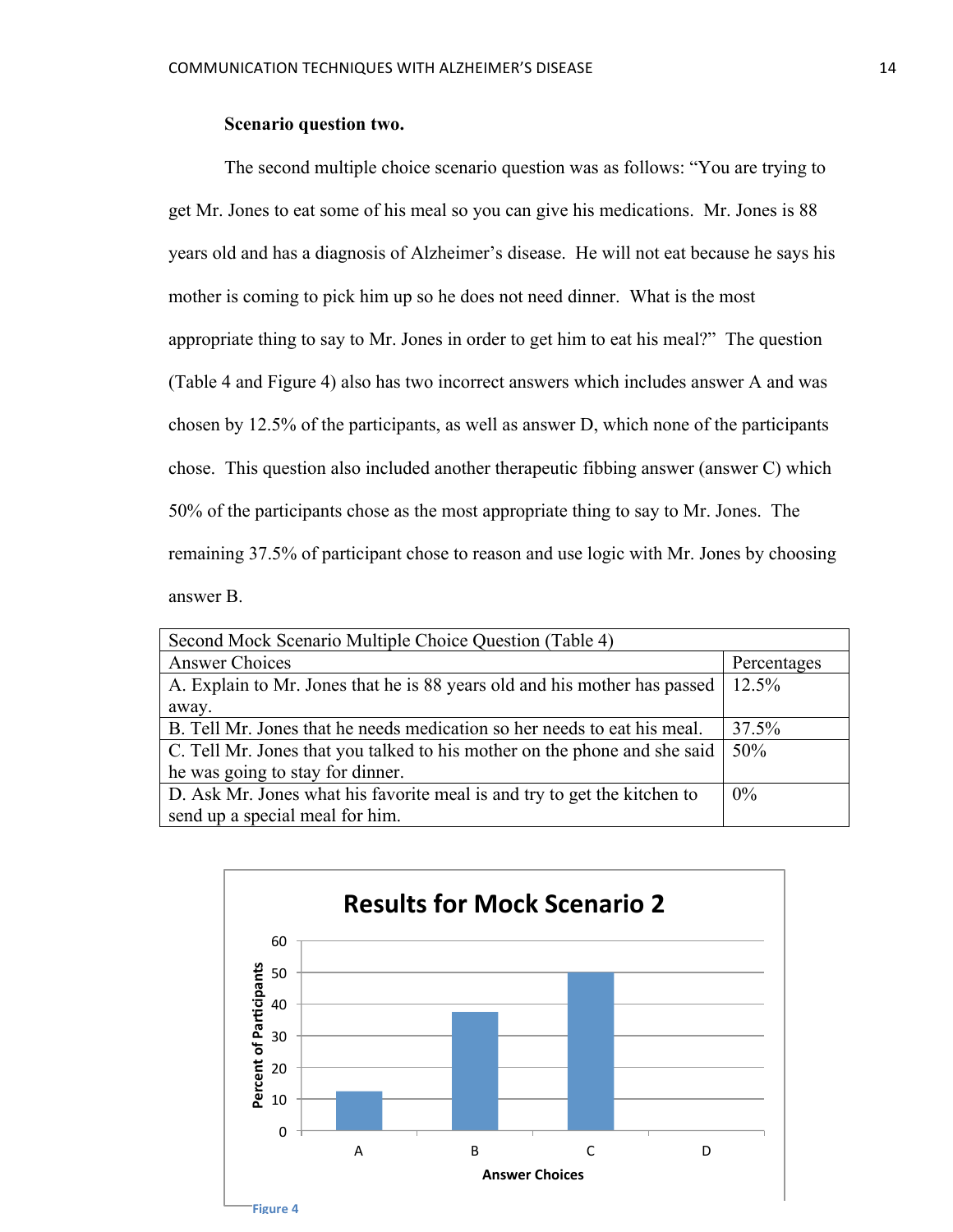### Scenario question two.

The second multiple choice scenario question was as follows: "You are trying to get Mr. Jones to eat some of his meal so you can give his medications. Mr. Jones is 88 years old and has a diagnosis of Alzheimer's disease. He will not eat because he says his mother is coming to pick him up so he does not need dinner. What is the most appropriate thing to say to Mr. Jones in order to get him to eat his meal?" The question (Table 4 and Figure 4) also has two incorrect answers which includes answer A and was chosen by 12.5% of the participants, as well as answer D, which none of the participants chose. This question also included another therapeutic fibbing answer (answer C) which 50% of the participants chose as the most appropriate thing to say to Mr. Jones. The remaining 37.5% of participant chose to reason and use logic with Mr. Jones by choosing answer B.

| Second Mock Scenario Multiple Choice Question (Table 4) | |
|---|---|
| Answer Choices | Percentages |
| A. Explain to Mr. Jones that he is 88 years old and his mother has passed away. | 12.5% |
| B. Tell Mr. Jones that he needs medication so her needs to eat his meal. | 37.5% |
| C. Tell Mr. Jones that you talked to his mother on the phone and she said he was going to stay for dinner. | 50% |
| D. Ask Mr. Jones what his favorite meal is and try to get the kitchen to send up a special meal for him. | 0% |

**Results for Mock Scenario 2**

| Answer Choices | Percent of Participants |
|---|---|
| A | 12.5 |
| B | 37.5 |
| C | 50 |
| D | 0 |

Figure 4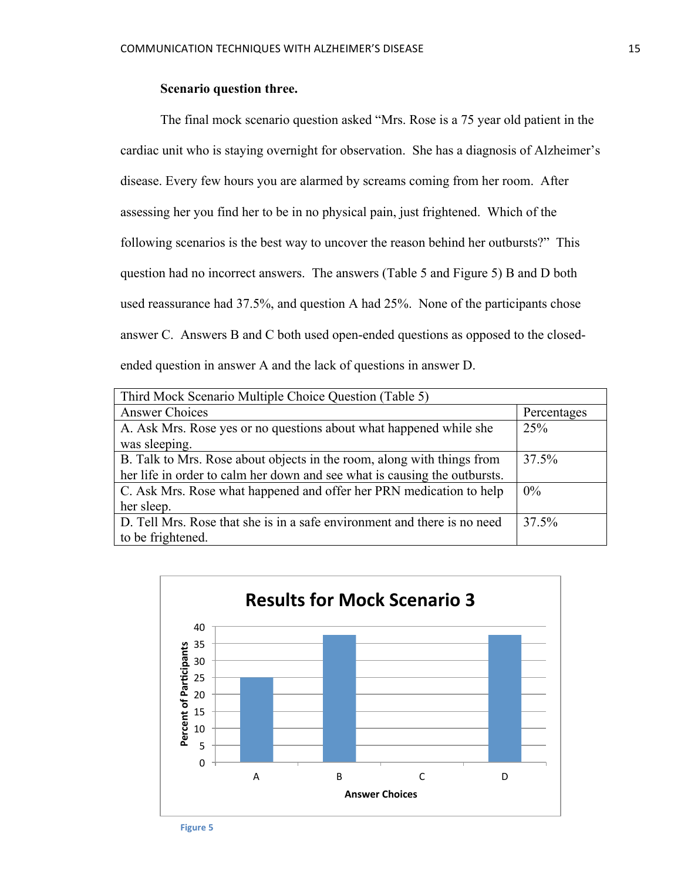### Scenario question three.

The final mock scenario question asked "Mrs. Rose is a 75 year old patient in the cardiac unit who is staying overnight for observation. She has a diagnosis of Alzheimer's disease. Every few hours you are alarmed by screams coming from her room. After assessing her you find her to be in no physical pain, just frightened. Which of the following scenarios is the best way to uncover the reason behind her outbursts?" This question had no incorrect answers. The answers (Table 5 and Figure 5) B and D both used reassurance had 37.5%, and question A had 25%. None of the participants chose answer C. Answers B and C both used open-ended questions as opposed to the closed-ended question in answer A and the lack of questions in answer D.

| Third Mock Scenario Multiple Choice Question (Table 5) | |
|---|---|
| Answer Choices | Percentages |
| A. Ask Mrs. Rose yes or no questions about what happened while she was sleeping. | 25% |
| B. Talk to Mrs. Rose about objects in the room, along with things from her life in order to calm her down and see what is causing the outbursts. | 37.5% |
| C. Ask Mrs. Rose what happened and offer her PRN medication to help her sleep. | 0% |
| D. Tell Mrs. Rose that she is in a safe environment and there is no need to be frightened. | 37.5% |

**Results for Mock Scenario 3**

| Answer Choices | Percent of Participants |
|---|---|
| A | 25 |
| B | 37.5 |
| C | 0 |
| D | 37.5 |

Figure 5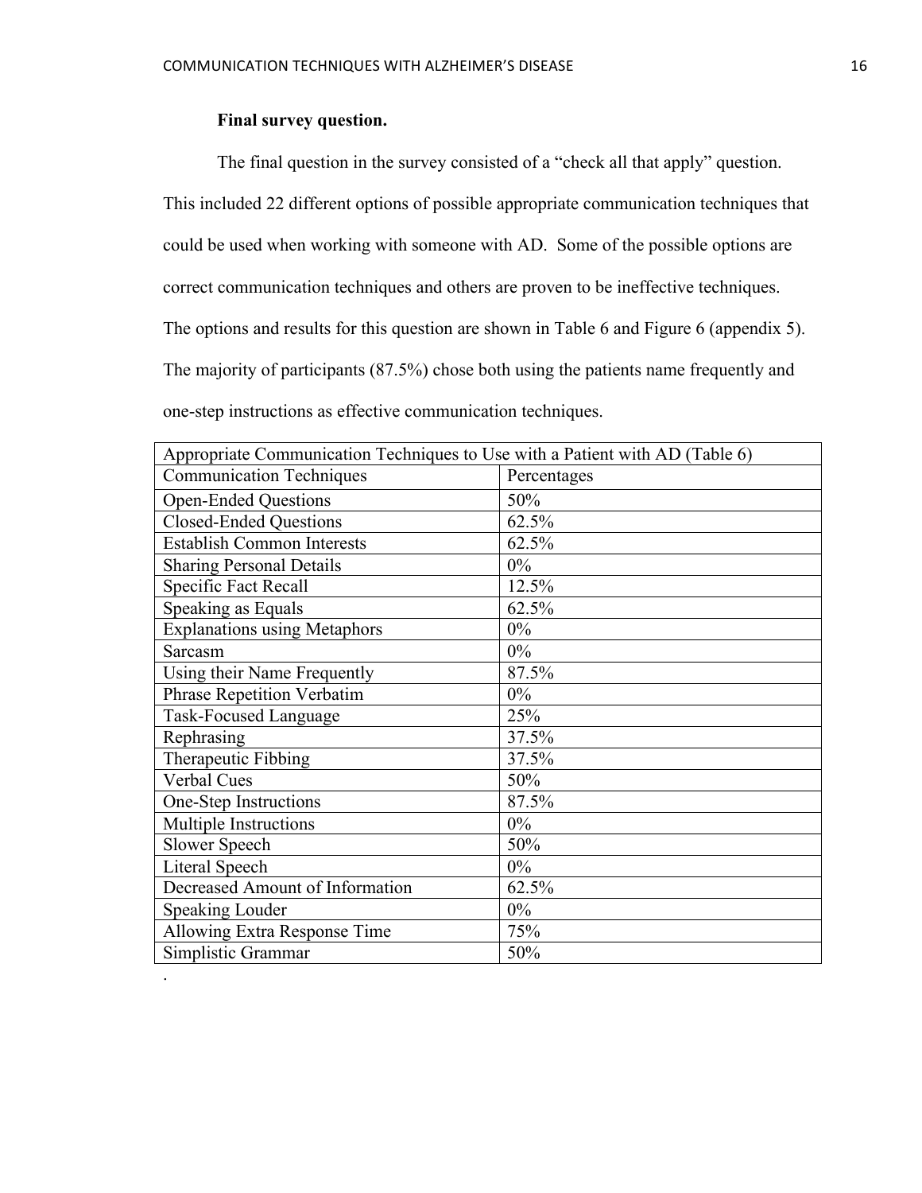### Final survey question.

The final question in the survey consisted of a "check all that apply" question. This included 22 different options of possible appropriate communication techniques that could be used when working with someone with AD. Some of the possible options are correct communication techniques and others are proven to be ineffective techniques. The options and results for this question are shown in Table 6 and Figure 6 (appendix 5). The majority of participants (87.5%) chose both using the patients name frequently and one-step instructions as effective communication techniques.

| Appropriate Communication Techniques to Use with a Patient with AD (Table 6) | |
|---|---|
| Communication Techniques | Percentages |
| Open-Ended Questions | 50% |
| Closed-Ended Questions | 62.5% |
| Establish Common Interests | 62.5% |
| Sharing Personal Details | 0% |
| Specific Fact Recall | 12.5% |
| Speaking as Equals | 62.5% |
| Explanations using Metaphors | 0% |
| Sarcasm | 0% |
| Using their Name Frequently | 87.5% |
| Phrase Repetition Verbatim | 0% |
| Task-Focused Language | 25% |
| Rephrasing | 37.5% |
| Therapeutic Fibbing | 37.5% |
| Verbal Cues | 50% |
| One-Step Instructions | 87.5% |
| Multiple Instructions | 0% |
| Slower Speech | 50% |
| Literal Speech | 0% |
| Decreased Amount of Information | 62.5% |
| Speaking Louder | 0% |
| Allowing Extra Response Time | 75% |
| Simplistic Grammar | 50% |

.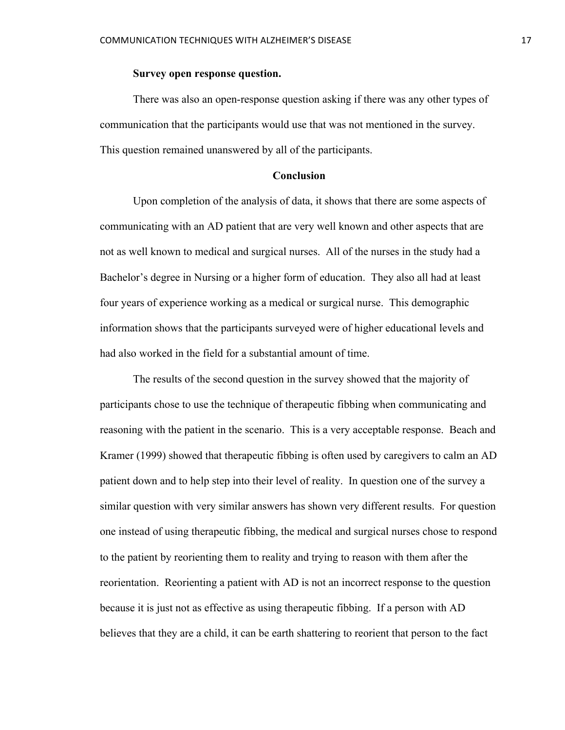**Survey open response question.**

There was also an open-response question asking if there was any other types of communication that the participants would use that was not mentioned in the survey. This question remained unanswered by all of the participants.

## Conclusion

Upon completion of the analysis of data, it shows that there are some aspects of communicating with an AD patient that are very well known and other aspects that are not as well known to medical and surgical nurses. All of the nurses in the study had a Bachelor's degree in Nursing or a higher form of education. They also all had at least four years of experience working as a medical or surgical nurse. This demographic information shows that the participants surveyed were of higher educational levels and had also worked in the field for a substantial amount of time.

The results of the second question in the survey showed that the majority of participants chose to use the technique of therapeutic fibbing when communicating and reasoning with the patient in the scenario. This is a very acceptable response. Beach and Kramer (1999) showed that therapeutic fibbing is often used by caregivers to calm an AD patient down and to help step into their level of reality. In question one of the survey a similar question with very similar answers has shown very different results. For question one instead of using therapeutic fibbing, the medical and surgical nurses chose to respond to the patient by reorienting them to reality and trying to reason with them after the reorientation. Reorienting a patient with AD is not an incorrect response to the question because it is just not as effective as using therapeutic fibbing. If a person with AD believes that they are a child, it can be earth shattering to reorient that person to the fact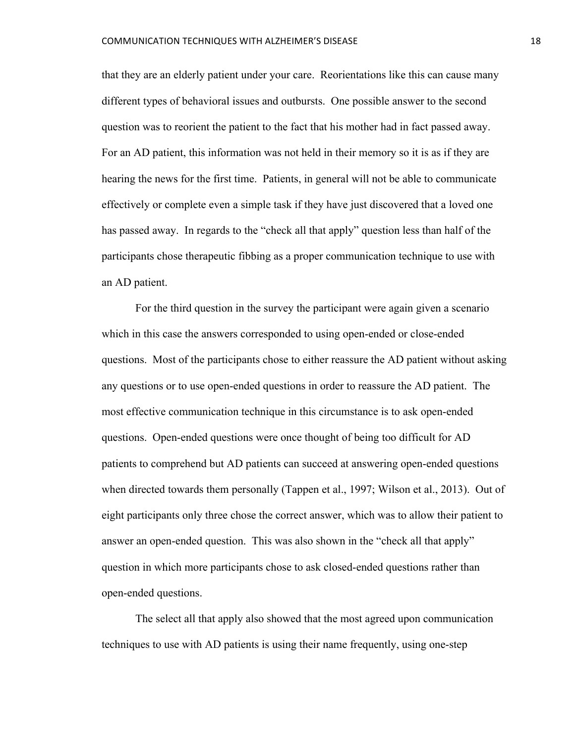that they are an elderly patient under your care. Reorientations like this can cause many different types of behavioral issues and outbursts. One possible answer to the second question was to reorient the patient to the fact that his mother had in fact passed away. For an AD patient, this information was not held in their memory so it is as if they are hearing the news for the first time. Patients, in general will not be able to communicate effectively or complete even a simple task if they have just discovered that a loved one has passed away. In regards to the "check all that apply" question less than half of the participants chose therapeutic fibbing as a proper communication technique to use with an AD patient.

For the third question in the survey the participant were again given a scenario which in this case the answers corresponded to using open-ended or close-ended questions. Most of the participants chose to either reassure the AD patient without asking any questions or to use open-ended questions in order to reassure the AD patient. The most effective communication technique in this circumstance is to ask open-ended questions. Open-ended questions were once thought of being too difficult for AD patients to comprehend but AD patients can succeed at answering open-ended questions when directed towards them personally (Tappen et al., 1997; Wilson et al., 2013). Out of eight participants only three chose the correct answer, which was to allow their patient to answer an open-ended question. This was also shown in the "check all that apply" question in which more participants chose to ask closed-ended questions rather than open-ended questions.

The select all that apply also showed that the most agreed upon communication techniques to use with AD patients is using their name frequently, using one-step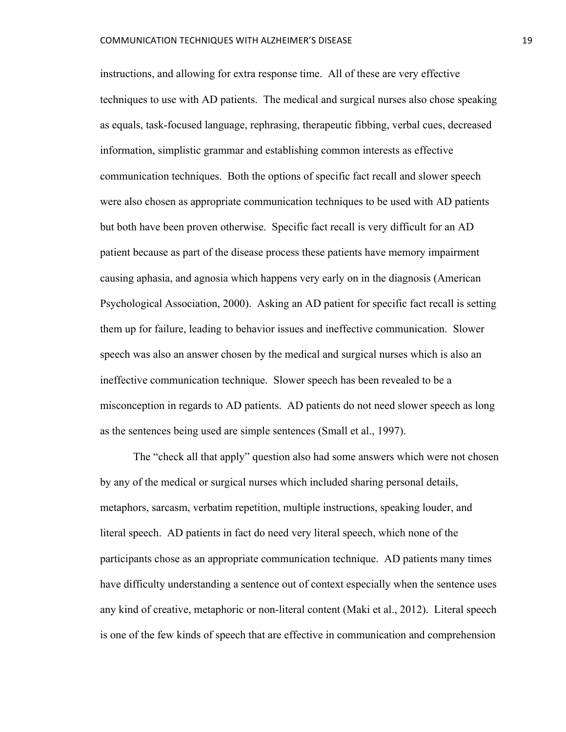instructions, and allowing for extra response time. All of these are very effective techniques to use with AD patients. The medical and surgical nurses also chose speaking as equals, task-focused language, rephrasing, therapeutic fibbing, verbal cues, decreased information, simplistic grammar and establishing common interests as effective communication techniques. Both the options of specific fact recall and slower speech were also chosen as appropriate communication techniques to be used with AD patients but both have been proven otherwise. Specific fact recall is very difficult for an AD patient because as part of the disease process these patients have memory impairment causing aphasia, and agnosia which happens very early on in the diagnosis (American Psychological Association, 2000). Asking an AD patient for specific fact recall is setting them up for failure, leading to behavior issues and ineffective communication. Slower speech was also an answer chosen by the medical and surgical nurses which is also an ineffective communication technique. Slower speech has been revealed to be a misconception in regards to AD patients. AD patients do not need slower speech as long as the sentences being used are simple sentences (Small et al., 1997).

The "check all that apply" question also had some answers which were not chosen by any of the medical or surgical nurses which included sharing personal details, metaphors, sarcasm, verbatim repetition, multiple instructions, speaking louder, and literal speech. AD patients in fact do need very literal speech, which none of the participants chose as an appropriate communication technique. AD patients many times have difficulty understanding a sentence out of context especially when the sentence uses any kind of creative, metaphoric or non-literal content (Maki et al., 2012). Literal speech is one of the few kinds of speech that are effective in communication and comprehension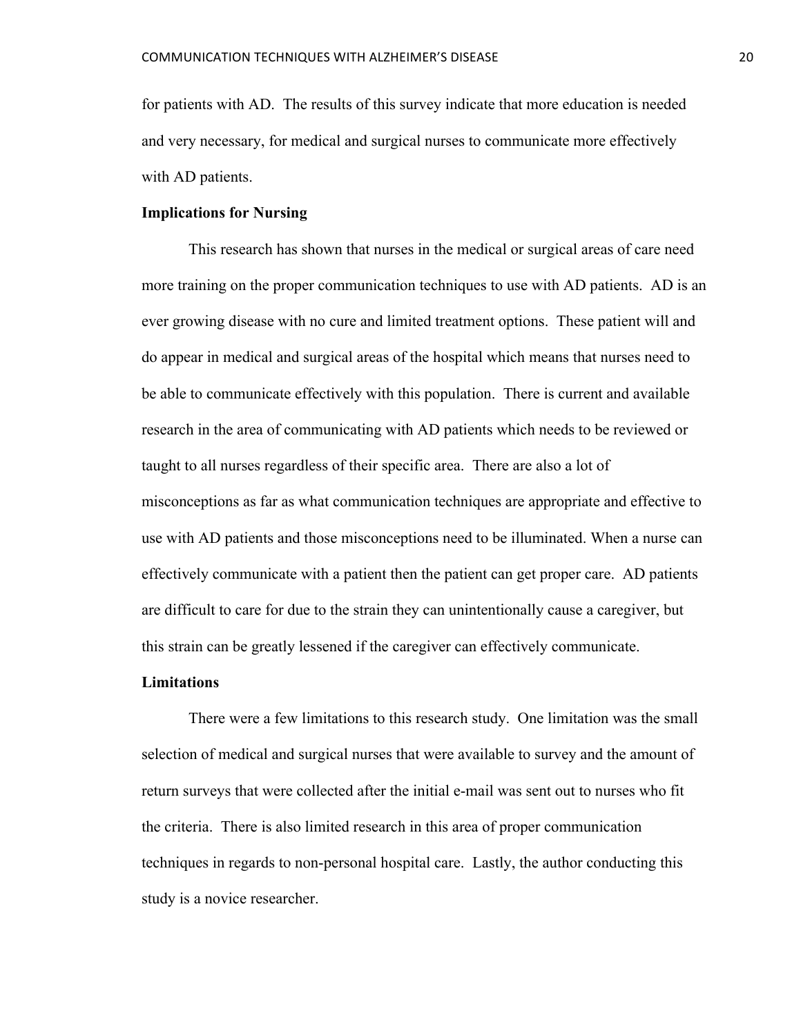for patients with AD. The results of this survey indicate that more education is needed and very necessary, for medical and surgical nurses to communicate more effectively with AD patients.

**Implications for Nursing**

This research has shown that nurses in the medical or surgical areas of care need more training on the proper communication techniques to use with AD patients. AD is an ever growing disease with no cure and limited treatment options. These patient will and do appear in medical and surgical areas of the hospital which means that nurses need to be able to communicate effectively with this population. There is current and available research in the area of communicating with AD patients which needs to be reviewed or taught to all nurses regardless of their specific area. There are also a lot of misconceptions as far as what communication techniques are appropriate and effective to use with AD patients and those misconceptions need to be illuminated. When a nurse can effectively communicate with a patient then the patient can get proper care. AD patients are difficult to care for due to the strain they can unintentionally cause a caregiver, but this strain can be greatly lessened if the caregiver can effectively communicate.

**Limitations**

There were a few limitations to this research study. One limitation was the small selection of medical and surgical nurses that were available to survey and the amount of return surveys that were collected after the initial e-mail was sent out to nurses who fit the criteria. There is also limited research in this area of proper communication techniques in regards to non-personal hospital care. Lastly, the author conducting this study is a novice researcher.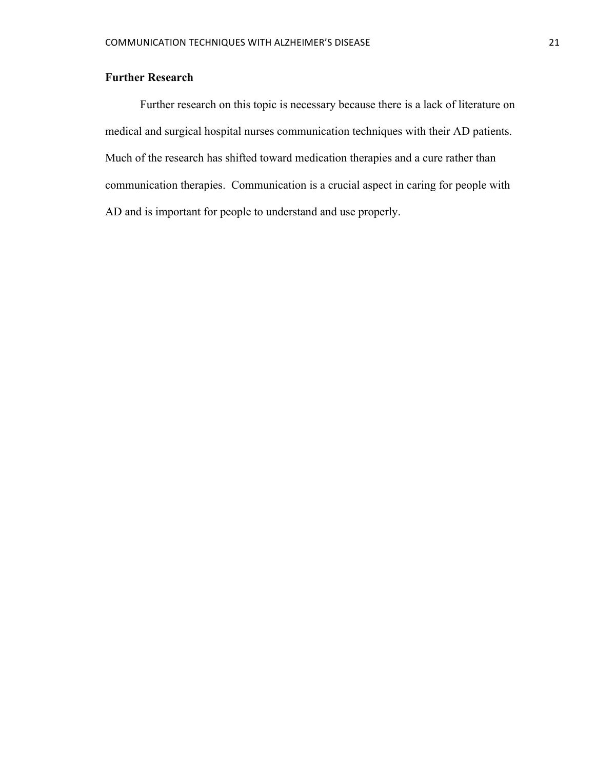## Further Research

Further research on this topic is necessary because there is a lack of literature on medical and surgical hospital nurses communication techniques with their AD patients. Much of the research has shifted toward medication therapies and a cure rather than communication therapies. Communication is a crucial aspect in caring for people with AD and is important for people to understand and use properly.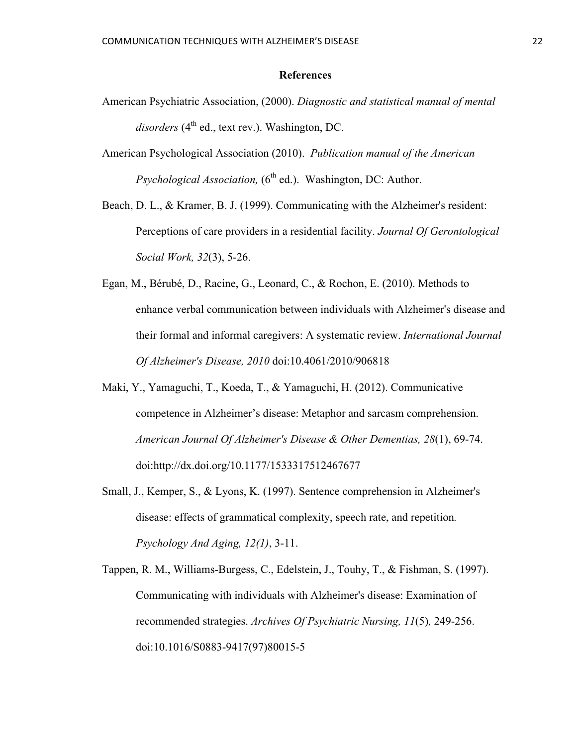# References

American Psychiatric Association, (2000). *Diagnostic and statistical manual of mental disorders* (4th ed., text rev.). Washington, DC.

American Psychological Association (2010). *Publication manual of the American Psychological Association,* (6th ed.). Washington, DC: Author.

Beach, D. L., & Kramer, B. J. (1999). Communicating with the Alzheimer's resident: Perceptions of care providers in a residential facility. *Journal Of Gerontological Social Work, 32*(3), 5-26.

Egan, M., Bérubé, D., Racine, G., Leonard, C., & Rochon, E. (2010). Methods to enhance verbal communication between individuals with Alzheimer's disease and their formal and informal caregivers: A systematic review. *International Journal Of Alzheimer's Disease, 2010* doi:10.4061/2010/906818

Maki, Y., Yamaguchi, T., Koeda, T., & Yamaguchi, H. (2012). Communicative competence in Alzheimer's disease: Metaphor and sarcasm comprehension. *American Journal Of Alzheimer's Disease & Other Dementias, 28*(1), 69-74. doi:http://dx.doi.org/10.1177/1533317512467677

Small, J., Kemper, S., & Lyons, K. (1997). Sentence comprehension in Alzheimer's disease: effects of grammatical complexity, speech rate, and repetition*.* *Psychology And Aging, 12(1)*, 3-11.

Tappen, R. M., Williams-Burgess, C., Edelstein, J., Touhy, T., & Fishman, S. (1997). Communicating with individuals with Alzheimer's disease: Examination of recommended strategies. *Archives Of Psychiatric Nursing, 11*(5)*,* 249-256. doi:10.1016/S0883-9417(97)80015-5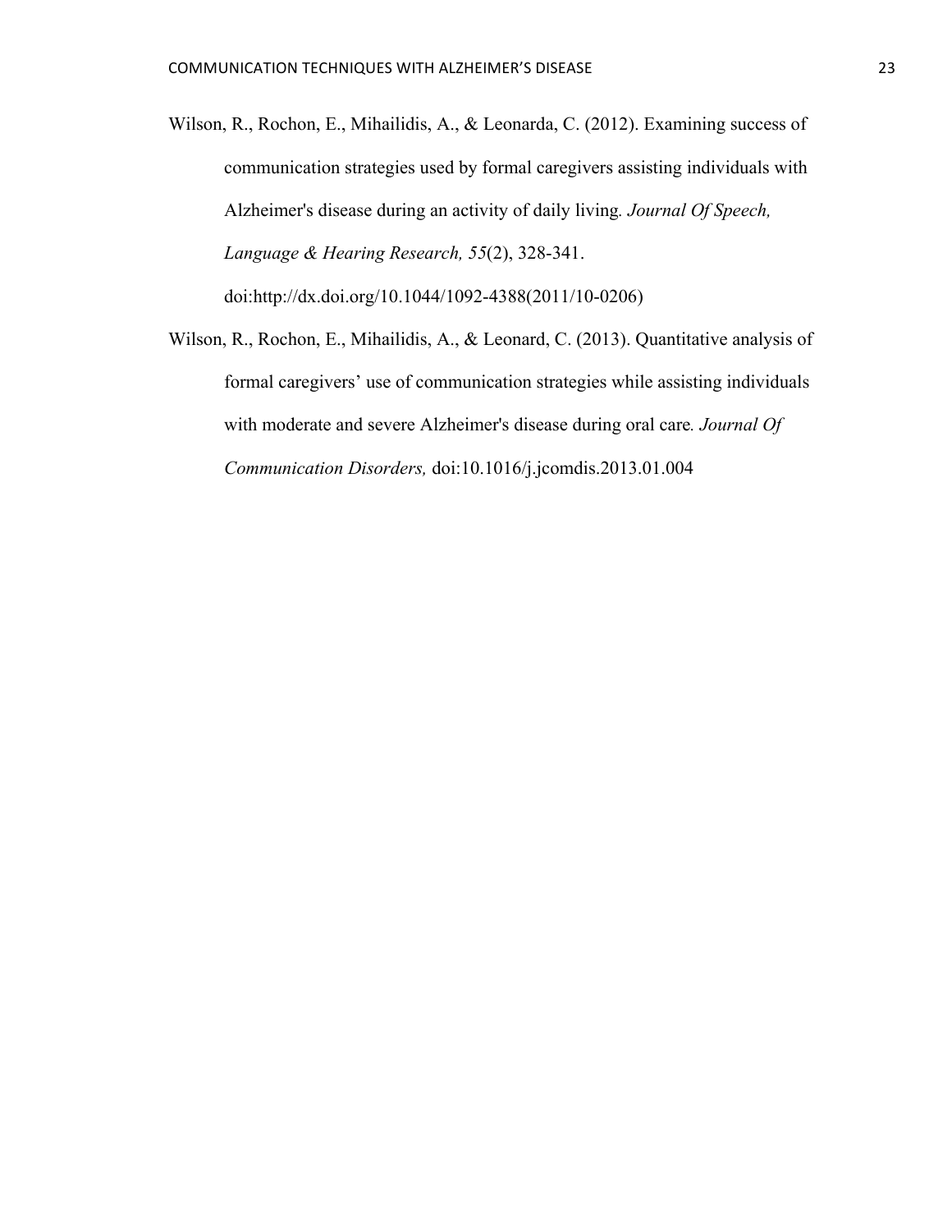Wilson, R., Rochon, E., Mihailidis, A., & Leonarda, C. (2012). Examining success of communication strategies used by formal caregivers assisting individuals with Alzheimer's disease during an activity of daily living. *Journal Of Speech, Language & Hearing Research, 55*(2), 328-341. doi:http://dx.doi.org/10.1044/1092-4388(2011/10-0206)

Wilson, R., Rochon, E., Mihailidis, A., & Leonard, C. (2013). Quantitative analysis of formal caregivers' use of communication strategies while assisting individuals with moderate and severe Alzheimer's disease during oral care. *Journal Of Communication Disorders,* doi:10.1016/j.jcomdis.2013.01.004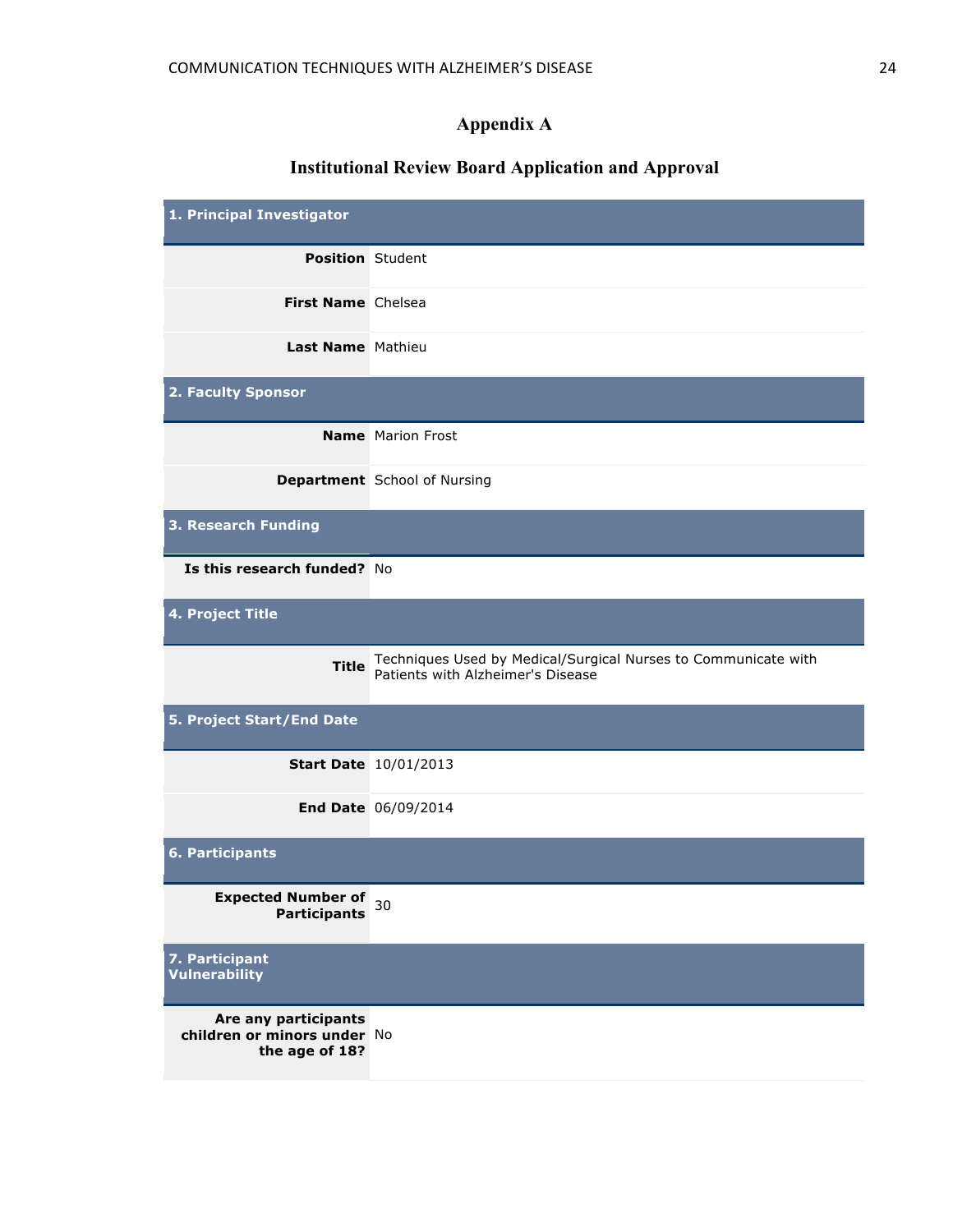## Appendix A

## Institutional Review Board Application and Approval

| **1. Principal Investigator** | |
|---|---|
| **Position** | Student |
| **First Name** | Chelsea |
| **Last Name** | Mathieu |
| **2. Faculty Sponsor** | |
| **Name** | Marion Frost |
| **Department** | School of Nursing |
| **3. Research Funding** | |
| **Is this research funded?** | No |
| **4. Project Title** | |
| **Title** | Techniques Used by Medical/Surgical Nurses to Communicate with Patients with Alzheimer's Disease |
| **5. Project Start/End Date** | |
| **Start Date** | 10/01/2013 |
| **End Date** | 06/09/2014 |
| **6. Participants** | |
| **Expected Number of Participants** | 30 |
| **7. Participant Vulnerability** | |
| **Are any participants children or minors under the age of 18?** | No |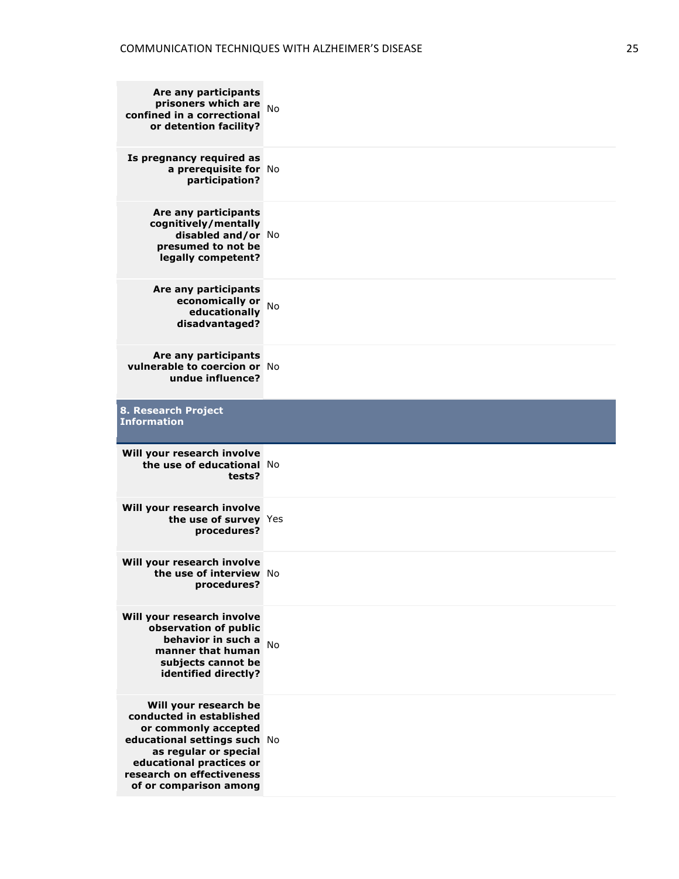| | |
|---|---|
| **Are any participants prisoners which are confined in a correctional or detention facility?** | No |
| **Is pregnancy required as a prerequisite for participation?** | No |
| **Are any participants cognitively/mentally disabled and/or presumed to not be legally competent?** | No |
| **Are any participants economically or educationally disadvantaged?** | No |
| **Are any participants vulnerable to coercion or undue influence?** | No |

**8. Research Project Information**

| | |
|---|---|
| **Will your research involve the use of educational tests?** | No |
| **Will your research involve the use of survey procedures?** | Yes |
| **Will your research involve the use of interview procedures?** | No |
| **Will your research involve observation of public behavior in such a manner that human subjects cannot be identified directly?** | No |
| **Will your research be conducted in established or commonly accepted educational settings such as regular or special educational practices or research on effectiveness of or comparison among** | No |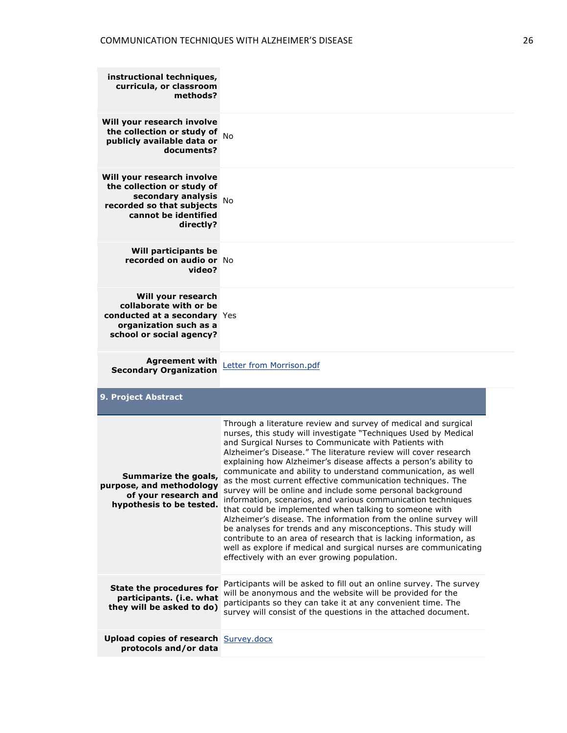| | |
|---|---|
| **instructional techniques, curricula, or classroom methods?** | |
| **Will your research involve the collection or study of publicly available data or documents?** | No |
| **Will your research involve the collection or study of secondary analysis recorded so that subjects cannot be identified directly?** | No |
| **Will participants be recorded on audio or video?** | No |
| **Will your research collaborate with or be conducted at a secondary organization such as a school or social agency?** | Yes |
| **Agreement with Secondary Organization** | Letter from Morrison.pdf |

## 9. Project Abstract

| | |
|---|---|
| **Summarize the goals, purpose, and methodology of your research and hypothesis to be tested.** | Through a literature review and survey of medical and surgical nurses, this study will investigate "Techniques Used by Medical and Surgical Nurses to Communicate with Patients with Alzheimer's Disease." The literature review will cover research explaining how Alzheimer's disease affects a person's ability to communicate and ability to understand communication, as well as the most current effective communication techniques. The survey will be online and include some personal background information, scenarios, and various communication techniques that could be implemented when talking to someone with Alzheimer's disease. The information from the online survey will be analyses for trends and any misconceptions. This study will contribute to an area of research that is lacking information, as well as explore if medical and surgical nurses are communicating effectively with an ever growing population. |
| **State the procedures for participants. (i.e. what they will be asked to do)** | Participants will be asked to fill out an online survey. The survey will be anonymous and the website will be provided for the participants so they can take it at any convenient time. The survey will consist of the questions in the attached document. |
| **Upload copies of research protocols and/or data** | Survey.docx |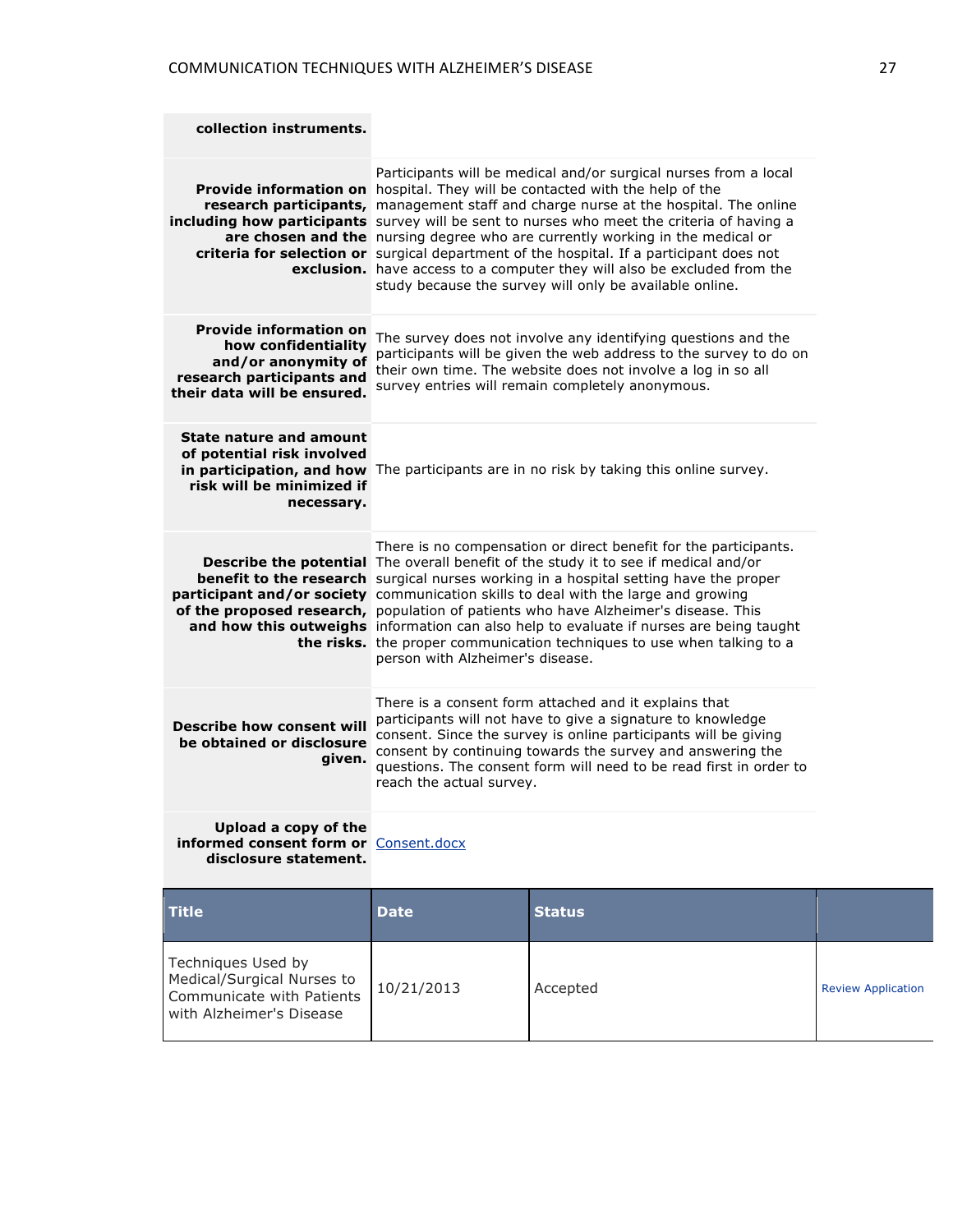| | |
|---|---|
| **collection instruments.** | |
| **Provide information on research participants, including how participants are chosen and the criteria for selection or exclusion.** | Participants will be medical and/or surgical nurses from a local hospital. They will be contacted with the help of the management staff and charge nurse at the hospital. The online survey will be sent to nurses who meet the criteria of having a nursing degree who are currently working in the medical or surgical department of the hospital. If a participant does not have access to a computer they will also be excluded from the study because the survey will only be available online. |
| **Provide information on how confidentiality and/or anonymity of research participants and their data will be ensured.** | The survey does not involve any identifying questions and the participants will be given the web address to the survey to do on their own time. The website does not involve a log in so all survey entries will remain completely anonymous. |
| **State nature and amount of potential risk involved in participation, and how risk will be minimized if necessary.** | The participants are in no risk by taking this online survey. |
| **Describe the potential benefit to the research participant and/or society of the proposed research, and how this outweighs the risks.** | There is no compensation or direct benefit for the participants. The overall benefit of the study it to see if medical and/or surgical nurses working in a hospital setting have the proper communication skills to deal with the large and growing population of patients who have Alzheimer's disease. This information can also help to evaluate if nurses are being taught the proper communication techniques to use when talking to a person with Alzheimer's disease. |
| **Describe how consent will be obtained or disclosure given.** | There is a consent form attached and it explains that participants will not have to give a signature to knowledge consent. Since the survey is online participants will be giving consent by continuing towards the survey and answering the questions. The consent form will need to be read first in order to reach the actual survey. |
| **Upload a copy of the informed consent form or disclosure statement.** | Consent.docx |

| Title | Date | Status | |
|---|---|---|---|
| Techniques Used by Medical/Surgical Nurses to Communicate with Patients with Alzheimer's Disease | 10/21/2013 | Accepted | Review Application |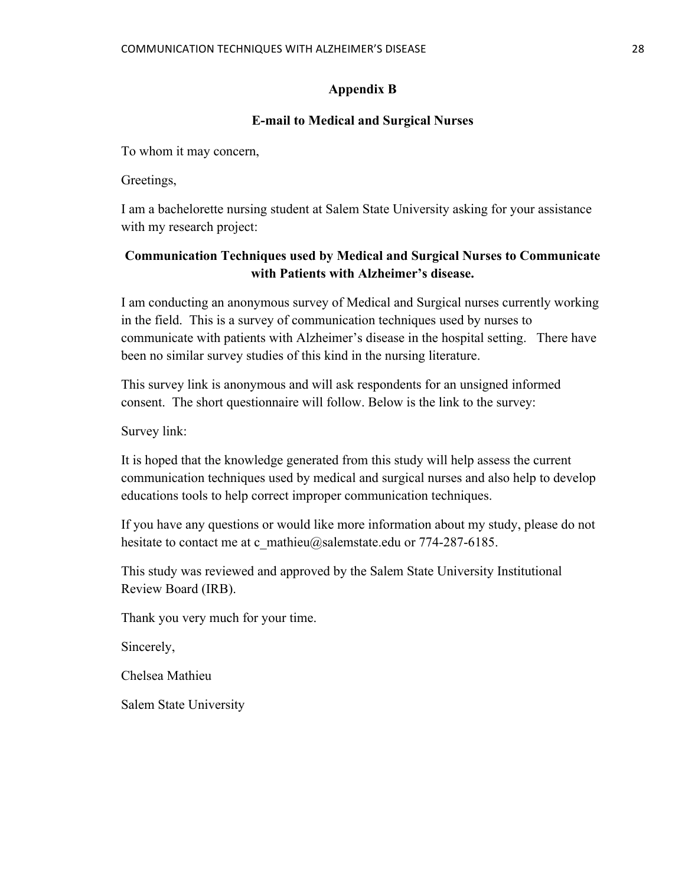## Appendix B

### E-mail to Medical and Surgical Nurses

To whom it may concern,

Greetings,

I am a bachelorette nursing student at Salem State University asking for your assistance with my research project:

**Communication Techniques used by Medical and Surgical Nurses to Communicate with Patients with Alzheimer's disease.**

I am conducting an anonymous survey of Medical and Surgical nurses currently working in the field. This is a survey of communication techniques used by nurses to communicate with patients with Alzheimer's disease in the hospital setting. There have been no similar survey studies of this kind in the nursing literature.

This survey link is anonymous and will ask respondents for an unsigned informed consent. The short questionnaire will follow. Below is the link to the survey:

Survey link:

It is hoped that the knowledge generated from this study will help assess the current communication techniques used by medical and surgical nurses and also help to develop educations tools to help correct improper communication techniques.

If you have any questions or would like more information about my study, please do not hesitate to contact me at c_mathieu@salemstate.edu or 774-287-6185.

This study was reviewed and approved by the Salem State University Institutional Review Board (IRB).

Thank you very much for your time.

Sincerely,

Chelsea Mathieu

Salem State University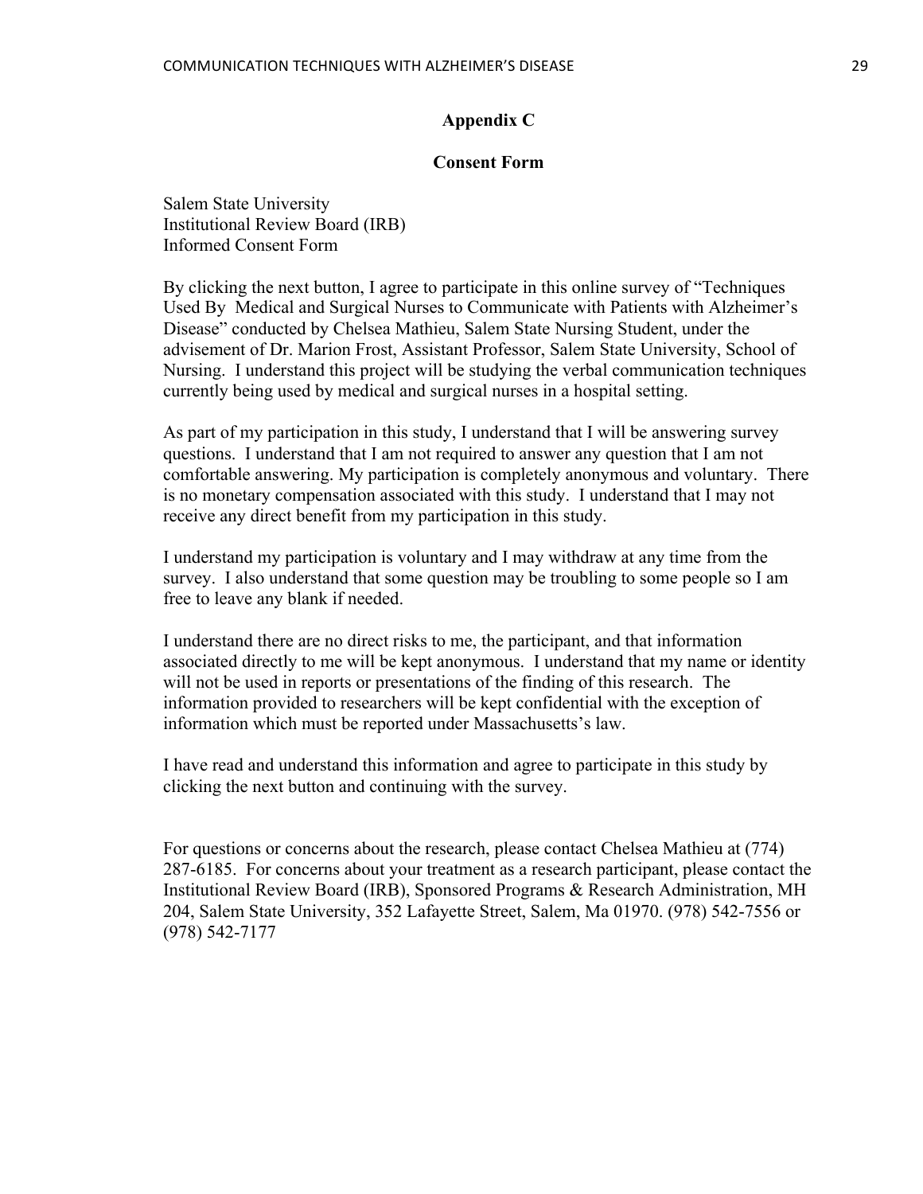## Appendix C

## Consent Form

Salem State University
Institutional Review Board (IRB)
Informed Consent Form

By clicking the next button, I agree to participate in this online survey of "Techniques Used By Medical and Surgical Nurses to Communicate with Patients with Alzheimer's Disease" conducted by Chelsea Mathieu, Salem State Nursing Student, under the advisement of Dr. Marion Frost, Assistant Professor, Salem State University, School of Nursing. I understand this project will be studying the verbal communication techniques currently being used by medical and surgical nurses in a hospital setting.

As part of my participation in this study, I understand that I will be answering survey questions. I understand that I am not required to answer any question that I am not comfortable answering. My participation is completely anonymous and voluntary. There is no monetary compensation associated with this study. I understand that I may not receive any direct benefit from my participation in this study.

I understand my participation is voluntary and I may withdraw at any time from the survey. I also understand that some question may be troubling to some people so I am free to leave any blank if needed.

I understand there are no direct risks to me, the participant, and that information associated directly to me will be kept anonymous. I understand that my name or identity will not be used in reports or presentations of the finding of this research. The information provided to researchers will be kept confidential with the exception of information which must be reported under Massachusetts's law.

I have read and understand this information and agree to participate in this study by clicking the next button and continuing with the survey.

For questions or concerns about the research, please contact Chelsea Mathieu at (774) 287-6185. For concerns about your treatment as a research participant, please contact the Institutional Review Board (IRB), Sponsored Programs & Research Administration, MH 204, Salem State University, 352 Lafayette Street, Salem, Ma 01970. (978) 542-7556 or (978) 542-7177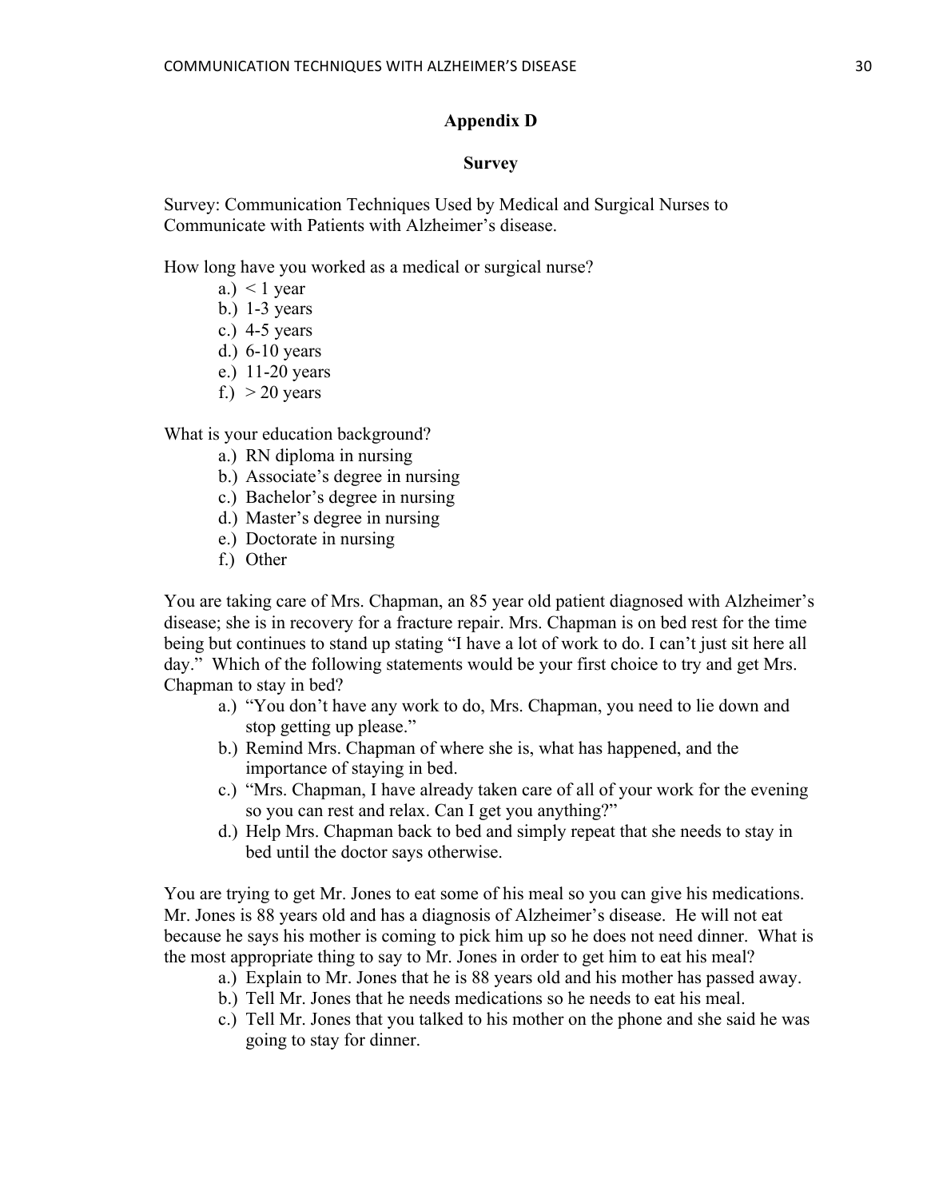## Appendix D

### Survey

Survey: Communication Techniques Used by Medical and Surgical Nurses to Communicate with Patients with Alzheimer's disease.

How long have you worked as a medical or surgical nurse?

- a.) < 1 year
- b.) 1-3 years
- c.) 4-5 years
- d.) 6-10 years
- e.) 11-20 years
- f.) > 20 years

What is your education background?

- a.) RN diploma in nursing
- b.) Associate's degree in nursing
- c.) Bachelor's degree in nursing
- d.) Master's degree in nursing
- e.) Doctorate in nursing
- f.) Other

You are taking care of Mrs. Chapman, an 85 year old patient diagnosed with Alzheimer's disease; she is in recovery for a fracture repair. Mrs. Chapman is on bed rest for the time being but continues to stand up stating "I have a lot of work to do. I can't just sit here all day." Which of the following statements would be your first choice to try and get Mrs. Chapman to stay in bed?

- a.) "You don't have any work to do, Mrs. Chapman, you need to lie down and stop getting up please."
- b.) Remind Mrs. Chapman of where she is, what has happened, and the importance of staying in bed.
- c.) "Mrs. Chapman, I have already taken care of all of your work for the evening so you can rest and relax. Can I get you anything?"
- d.) Help Mrs. Chapman back to bed and simply repeat that she needs to stay in bed until the doctor says otherwise.

You are trying to get Mr. Jones to eat some of his meal so you can give his medications. Mr. Jones is 88 years old and has a diagnosis of Alzheimer's disease. He will not eat because he says his mother is coming to pick him up so he does not need dinner. What is the most appropriate thing to say to Mr. Jones in order to get him to eat his meal?

- a.) Explain to Mr. Jones that he is 88 years old and his mother has passed away.
- b.) Tell Mr. Jones that he needs medications so he needs to eat his meal.
- c.) Tell Mr. Jones that you talked to his mother on the phone and she said he was going to stay for dinner.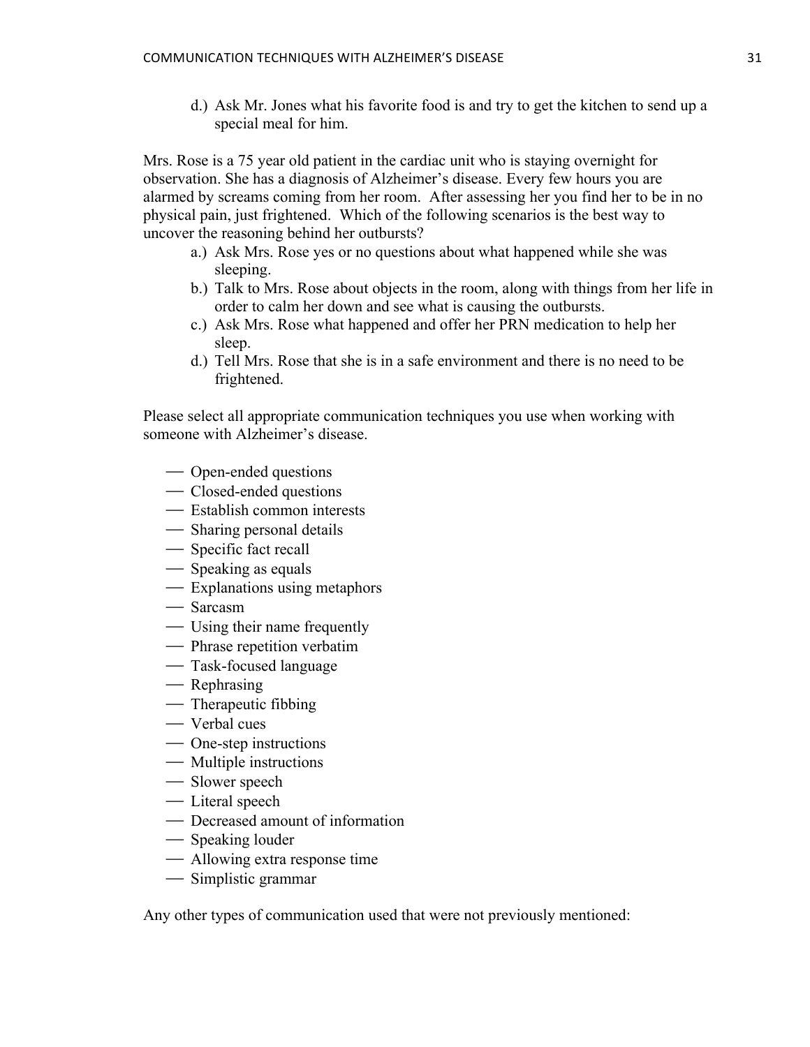d.) Ask Mr. Jones what his favorite food is and try to get the kitchen to send up a special meal for him.

Mrs. Rose is a 75 year old patient in the cardiac unit who is staying overnight for observation. She has a diagnosis of Alzheimer's disease. Every few hours you are alarmed by screams coming from her room. After assessing her you find her to be in no physical pain, just frightened. Which of the following scenarios is the best way to uncover the reasoning behind her outbursts?

a.) Ask Mrs. Rose yes or no questions about what happened while she was sleeping.
b.) Talk to Mrs. Rose about objects in the room, along with things from her life in order to calm her down and see what is causing the outbursts.
c.) Ask Mrs. Rose what happened and offer her PRN medication to help her sleep.
d.) Tell Mrs. Rose that she is in a safe environment and there is no need to be frightened.

Please select all appropriate communication techniques you use when working with someone with Alzheimer's disease.

— Open-ended questions
— Closed-ended questions
— Establish common interests
— Sharing personal details
— Specific fact recall
— Speaking as equals
— Explanations using metaphors
— Sarcasm
— Using their name frequently
— Phrase repetition verbatim
— Task-focused language
— Rephrasing
— Therapeutic fibbing
— Verbal cues
— One-step instructions
— Multiple instructions
— Slower speech
— Literal speech
— Decreased amount of information
— Speaking louder
— Allowing extra response time
— Simplistic grammar

Any other types of communication used that were not previously mentioned: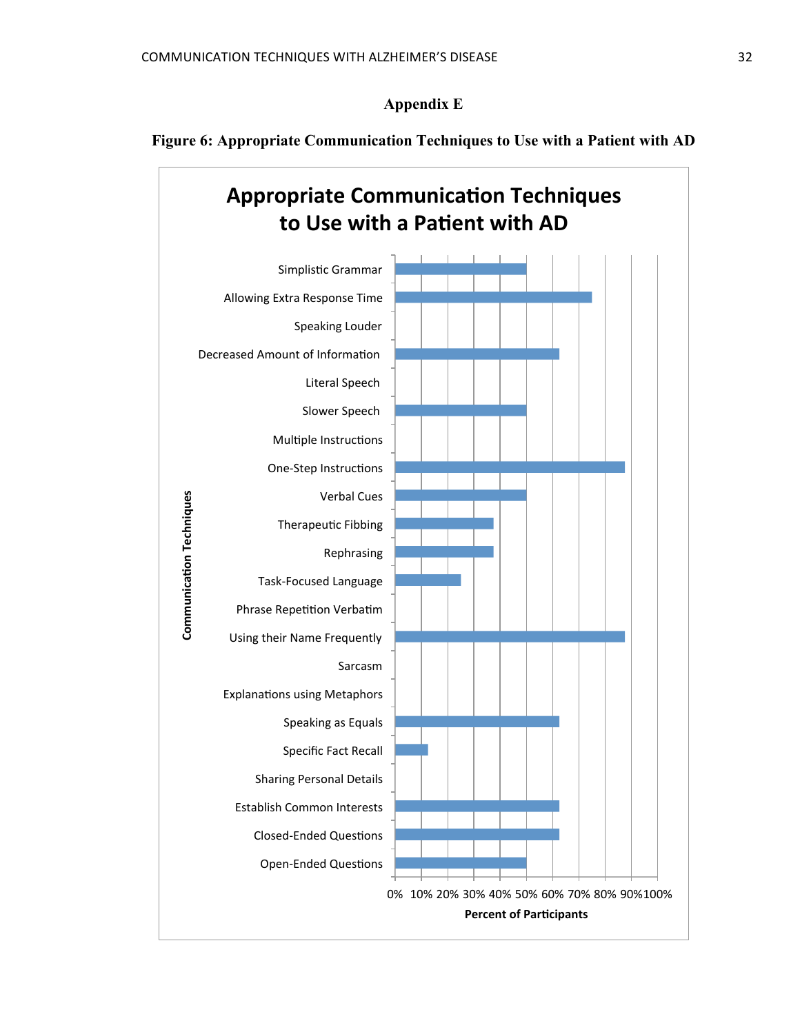## Appendix E

**Figure 6: Appropriate Communication Techniques to Use with a Patient with AD**

Appropriate Communication Techniques to Use with a Patient with AD

Communication Techniques

Simplistic Grammar
Allowing Extra Response Time
Speaking Louder
Decreased Amount of Information
Literal Speech
Slower Speech
Multiple Instructions
One-Step Instructions
Verbal Cues
Therapeutic Fibbing
Rephrasing
Task-Focused Language
Phrase Repetition Verbatim
Using their Name Frequently
Sarcasm
Explanations using Metaphors
Speaking as Equals
Specific Fact Recall
Sharing Personal Details
Establish Common Interests
Closed-Ended Questions
Open-Ended Questions

0% 10% 20% 30% 40% 50% 60% 70% 80% 90% 100%

Percent of Participants